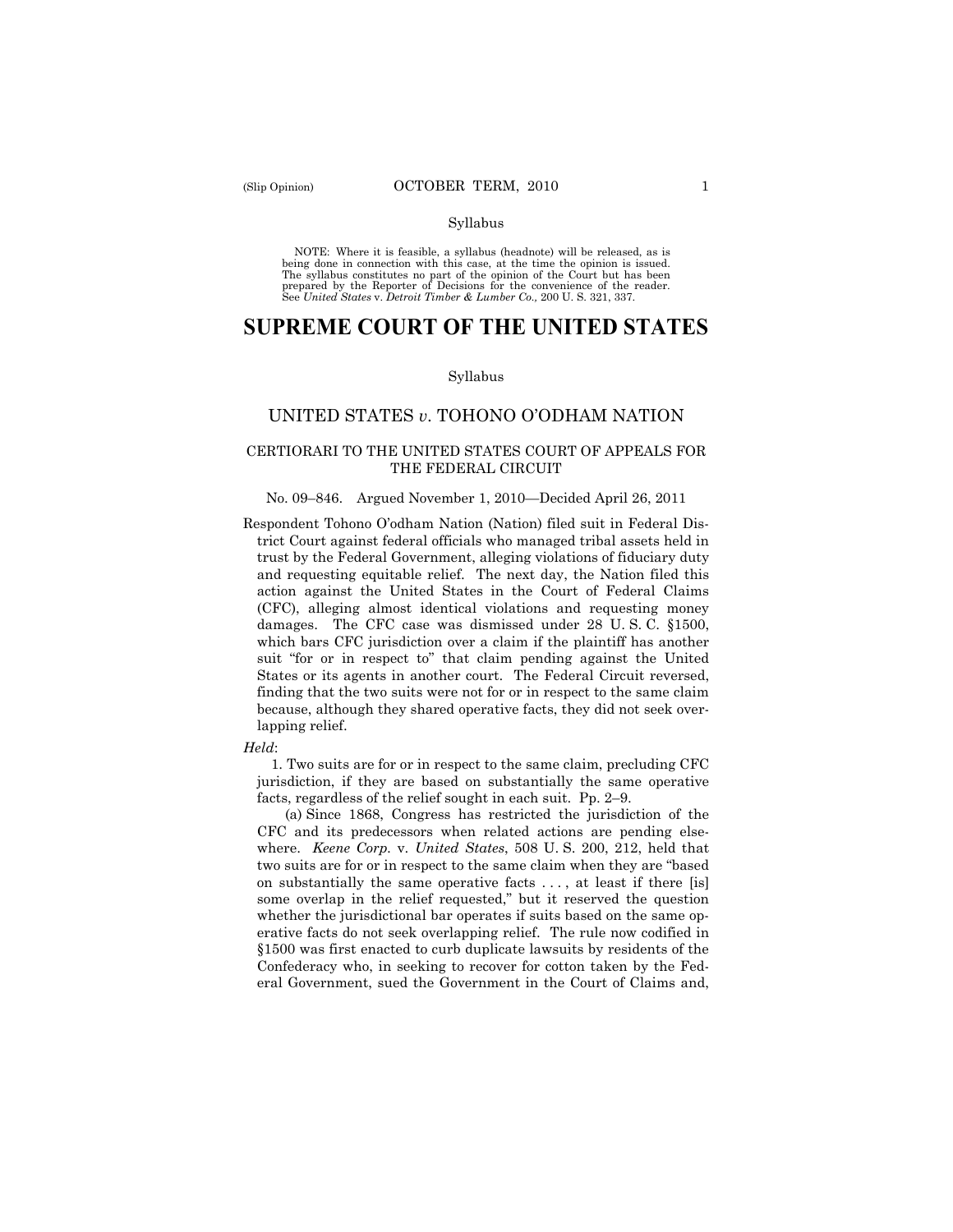NOTE: Where it is feasible, a syllabus (headnote) will be released, as is being done in connection with this case, at the time the opinion is issued. The syllabus constitutes no part of the opinion of the Court but has been prepared by the Reporter of Decisions for the convenience of the reader. See *United States* v. *Detroit Timber & Lumber Co.,* 200 U. S. 321, 337.

# SUPREME COURT OF THE UNITED STATES

Syllabus

## UNITED STATES *v*. TOHONO O'ODHAM NATION

### CERTIORARI TO THE UNITED STATES COURT OF APPEALS FOR THE FEDERAL CIRCUIT

No. 09–846. Argued November 1, 2010—Decided April 26, 2011

Respondent Tohono O'odham Nation (Nation) filed suit in Federal District Court against federal officials who managed tribal assets held in trust by the Federal Government, alleging violations of fiduciary duty and requesting equitable relief. The next day, the Nation filed this action against the United States in the Court of Federal Claims (CFC), alleging almost identical violations and requesting money damages. The CFC case was dismissed under 28 U. S. C. §1500, which bars CFC jurisdiction over a claim if the plaintiff has another suit "for or in respect to" that claim pending against the United States or its agents in another court. The Federal Circuit reversed, finding that the two suits were not for or in respect to the same claim because, although they shared operative facts, they did not seek overlapping relief.

*Held*:

1. Two suits are for or in respect to the same claim, precluding CFC jurisdiction, if they are based on substantially the same operative facts, regardless of the relief sought in each suit. Pp. 2–9.

(a) Since 1868, Congress has restricted the jurisdiction of the CFC and its predecessors when related actions are pending elsewhere. *Keene Corp.* v. *United States*, 508 U. S. 200, 212, held that two suits are for or in respect to the same claim when they are "based on substantially the same operative facts . . . , at least if there [is] some overlap in the relief requested," but it reserved the question whether the jurisdictional bar operates if suits based on the same operative facts do not seek overlapping relief. The rule now codified in §1500 was first enacted to curb duplicate lawsuits by residents of the Confederacy who, in seeking to recover for cotton taken by the Federal Government, sued the Government in the Court of Claims and,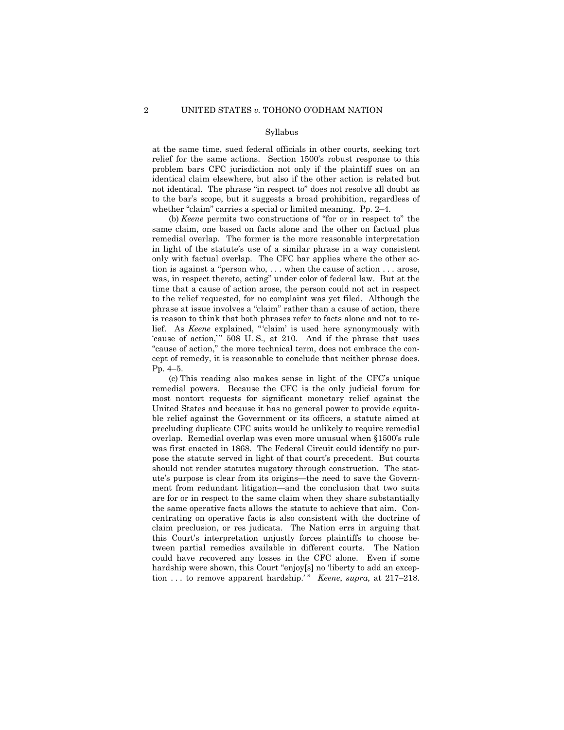Syllabus

at the same time, sued federal officials in other courts, seeking tort relief for the same actions. Section 1500's robust response to this problem bars CFC jurisdiction not only if the plaintiff sues on an identical claim elsewhere, but also if the other action is related but not identical. The phrase "in respect to" does not resolve all doubt as to the bar's scope, but it suggests a broad prohibition, regardless of whether "claim" carries a special or limited meaning. Pp. 2–4.

(b) *Keene* permits two constructions of "for or in respect to" the same claim, one based on facts alone and the other on factual plus remedial overlap. The former is the more reasonable interpretation in light of the statute's use of a similar phrase in a way consistent only with factual overlap. The CFC bar applies where the other action is against a "person who, . . . when the cause of action . . . arose, was, in respect thereto, acting" under color of federal law. But at the time that a cause of action arose, the person could not act in respect to the relief requested, for no complaint was yet filed. Although the phrase at issue involves a "claim" rather than a cause of action, there is reason to think that both phrases refer to facts alone and not to relief. As *Keene* explained, "'claim' is used here synonymously with 'cause of action,'" 508 U. S.*,* at 210. And if the phrase that uses "cause of action," the more technical term, does not embrace the concept of remedy, it is reasonable to conclude that neither phrase does. Pp. 4–5.

(c) This reading also makes sense in light of the CFC's unique remedial powers. Because the CFC is the only judicial forum for most nontort requests for significant monetary relief against the United States and because it has no general power to provide equitable relief against the Government or its officers, a statute aimed at precluding duplicate CFC suits would be unlikely to require remedial overlap. Remedial overlap was even more unusual when §1500's rule was first enacted in 1868. The Federal Circuit could identify no purpose the statute served in light of that court's precedent. But courts should not render statutes nugatory through construction. The statute's purpose is clear from its origins—the need to save the Government from redundant litigation—and the conclusion that two suits are for or in respect to the same claim when they share substantially the same operative facts allows the statute to achieve that aim. Concentrating on operative facts is also consistent with the doctrine of claim preclusion, or res judicata. The Nation errs in arguing that this Court's interpretation unjustly forces plaintiffs to choose between partial remedies available in different courts. The Nation could have recovered any losses in the CFC alone. Even if some hardship were shown, this Court "enjoy[s] no 'liberty to add an exception . . . to remove apparent hardship.'" *Keene*, *supra,* at 217–218.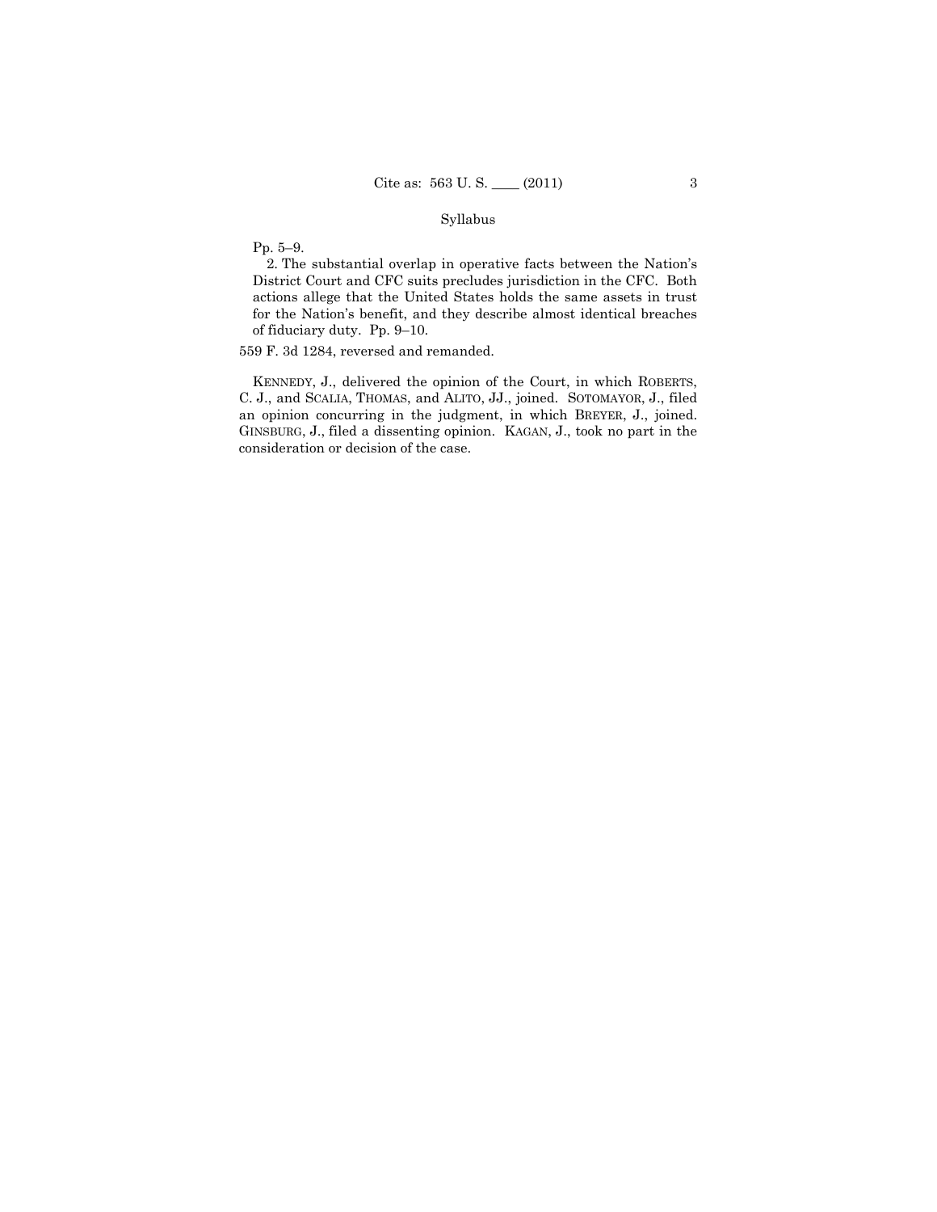Pp. 5–9.

2. The substantial overlap in operative facts between the Nation's District Court and CFC suits precludes jurisdiction in the CFC. Both actions allege that the United States holds the same assets in trust for the Nation's benefit, and they describe almost identical breaches of fiduciary duty. Pp. 9–10.

559 F. 3d 1284, reversed and remanded.

KENNEDY, J., delivered the opinion of the Court, in which ROBERTS, C. J., and SCALIA, THOMAS, and ALITO, JJ., joined. SOTOMAYOR, J., filed an opinion concurring in the judgment, in which BREYER, J., joined. GINSBURG, J., filed a dissenting opinion. KAGAN, J., took no part in the consideration or decision of the case.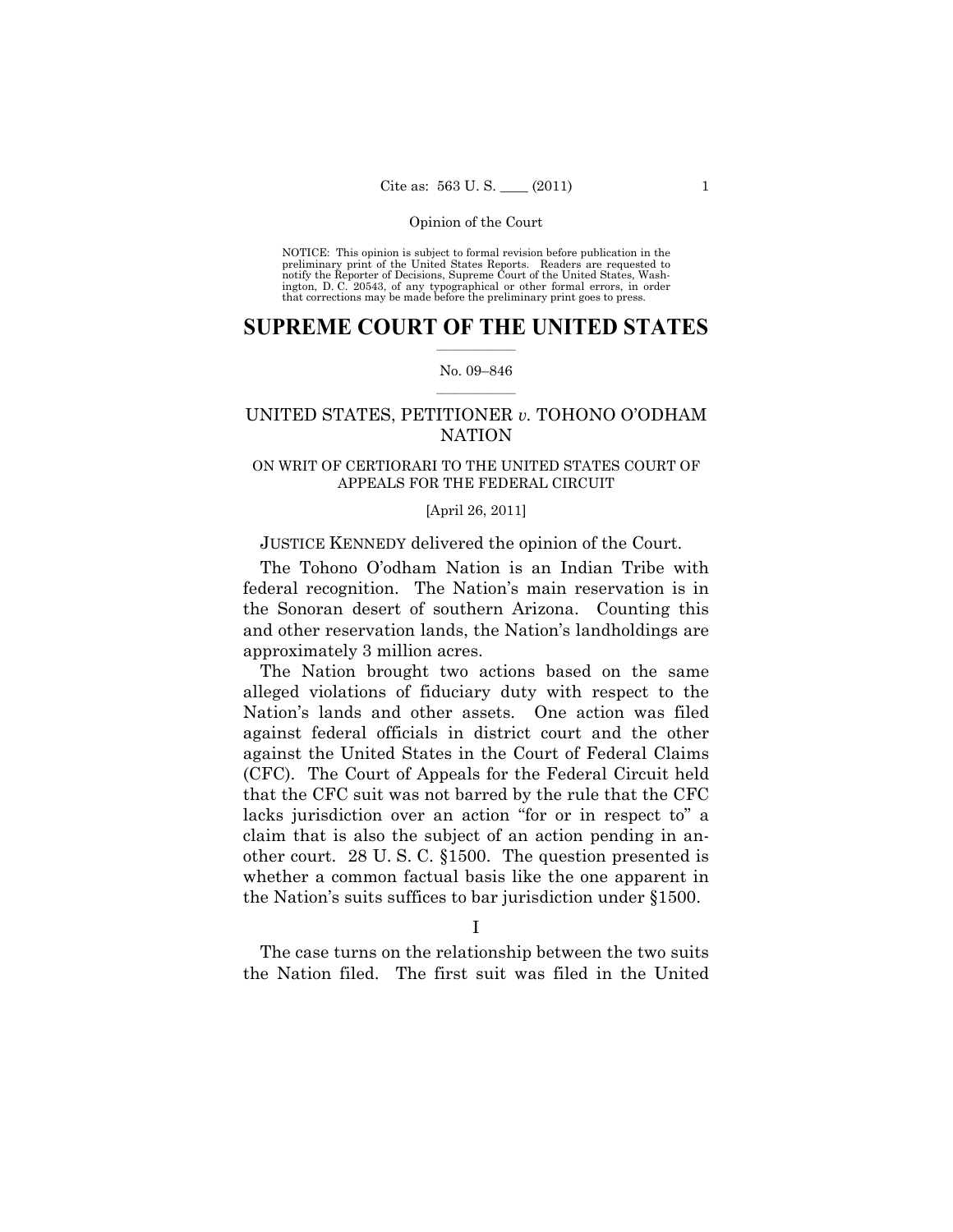NOTICE: This opinion is subject to formal revision before publication in the preliminary print of the United States Reports. Readers are requested to notify the Reporter of Decisions, Supreme Court of the United States, Washington, D. C. 20543, of any typographical or other formal errors, in order that corrections may be made before the preliminary print goes to press.

# SUPREME COURT OF THE UNITED STATES

No. 09–846

## UNITED STATES, PETITIONER *v.* TOHONO O'ODHAM NATION

ON WRIT OF CERTIORARI TO THE UNITED STATES COURT OF APPEALS FOR THE FEDERAL CIRCUIT

[April 26, 2011]

JUSTICE KENNEDY delivered the opinion of the Court.

The Tohono O'odham Nation is an Indian Tribe with federal recognition. The Nation's main reservation is in the Sonoran desert of southern Arizona. Counting this and other reservation lands, the Nation's landholdings are approximately 3 million acres.

The Nation brought two actions based on the same alleged violations of fiduciary duty with respect to the Nation's lands and other assets. One action was filed against federal officials in district court and the other against the United States in the Court of Federal Claims (CFC). The Court of Appeals for the Federal Circuit held that the CFC suit was not barred by the rule that the CFC lacks jurisdiction over an action "for or in respect to" a claim that is also the subject of an action pending in another court. 28 U. S. C. §1500. The question presented is whether a common factual basis like the one apparent in the Nation's suits suffices to bar jurisdiction under §1500.

I

The case turns on the relationship between the two suits the Nation filed. The first suit was filed in the United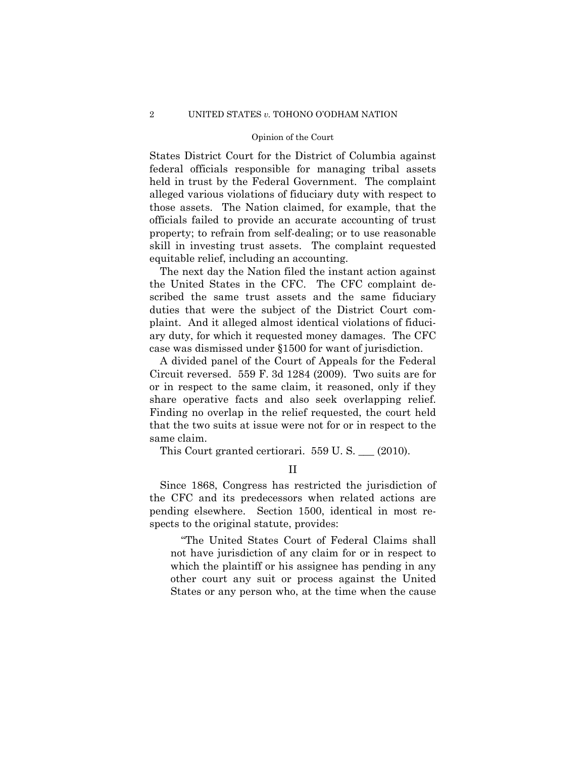States District Court for the District of Columbia against federal officials responsible for managing tribal assets held in trust by the Federal Government. The complaint alleged various violations of fiduciary duty with respect to those assets. The Nation claimed, for example, that the officials failed to provide an accurate accounting of trust property; to refrain from self-dealing; or to use reasonable skill in investing trust assets. The complaint requested equitable relief, including an accounting.

The next day the Nation filed the instant action against the United States in the CFC. The CFC complaint described the same trust assets and the same fiduciary duties that were the subject of the District Court complaint. And it alleged almost identical violations of fiduciary duty, for which it requested money damages. The CFC case was dismissed under §1500 for want of jurisdiction.

A divided panel of the Court of Appeals for the Federal Circuit reversed. 559 F. 3d 1284 (2009). Two suits are for or in respect to the same claim, it reasoned, only if they share operative facts and also seek overlapping relief. Finding no overlap in the relief requested, the court held that the two suits at issue were not for or in respect to the same claim.

This Court granted certiorari. 559 U. S. ___ (2010).

## II

Since 1868, Congress has restricted the jurisdiction of the CFC and its predecessors when related actions are pending elsewhere. Section 1500, identical in most respects to the original statute, provides:

> "The United States Court of Federal Claims shall not have jurisdiction of any claim for or in respect to which the plaintiff or his assignee has pending in any other court any suit or process against the United States or any person who, at the time when the cause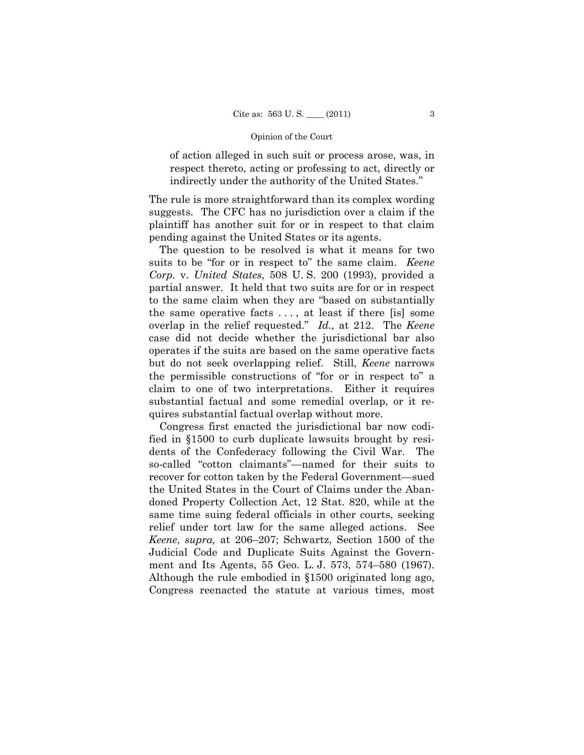> of action alleged in such suit or process arose, was, in respect thereto, acting or professing to act, directly or indirectly under the authority of the United States."

The rule is more straightforward than its complex wording suggests. The CFC has no jurisdiction over a claim if the plaintiff has another suit for or in respect to that claim pending against the United States or its agents.

The question to be resolved is what it means for two suits to be "for or in respect to" the same claim. *Keene Corp.* v. *United States*, 508 U. S. 200 (1993), provided a partial answer. It held that two suits are for or in respect to the same claim when they are "based on substantially the same operative facts . . . , at least if there [is] some overlap in the relief requested." *Id.,* at 212. The *Keene* case did not decide whether the jurisdictional bar also operates if the suits are based on the same operative facts but do not seek overlapping relief. Still, *Keene* narrows the permissible constructions of "for or in respect to" a claim to one of two interpretations. Either it requires substantial factual and some remedial overlap, or it requires substantial factual overlap without more.

Congress first enacted the jurisdictional bar now codified in §1500 to curb duplicate lawsuits brought by residents of the Confederacy following the Civil War. The so-called "cotton claimants"—named for their suits to recover for cotton taken by the Federal Government—sued the United States in the Court of Claims under the Abandoned Property Collection Act, 12 Stat. 820, while at the same time suing federal officials in other courts, seeking relief under tort law for the same alleged actions. See *Keene*, *supra,* at 206–207; Schwartz, Section 1500 of the Judicial Code and Duplicate Suits Against the Government and Its Agents, 55 Geo. L. J. 573, 574–580 (1967). Although the rule embodied in §1500 originated long ago, Congress reenacted the statute at various times, most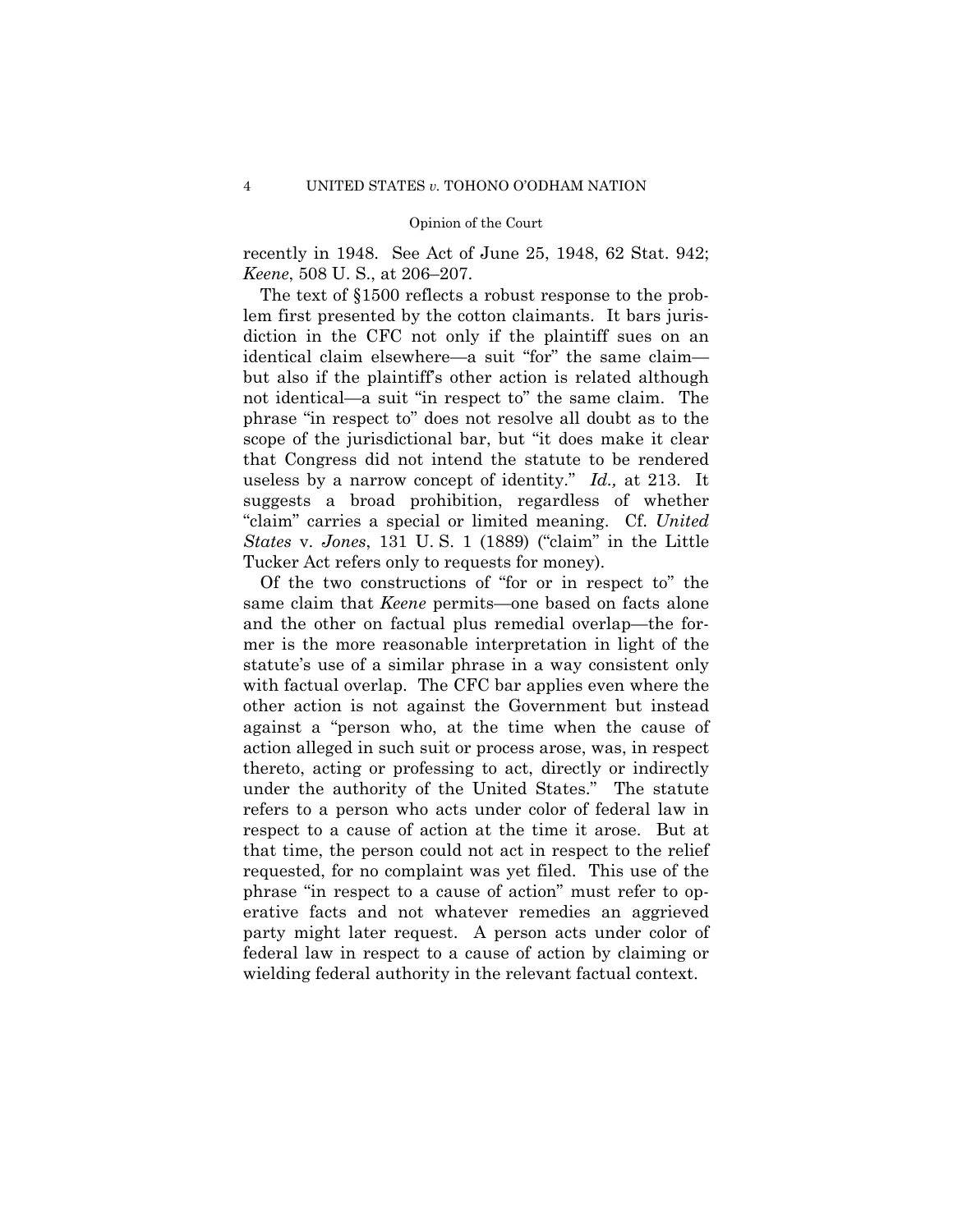recently in 1948. See Act of June 25, 1948, 62 Stat. 942; *Keene*, 508 U. S., at 206–207.

The text of §1500 reflects a robust response to the problem first presented by the cotton claimants. It bars jurisdiction in the CFC not only if the plaintiff sues on an identical claim elsewhere—a suit "for" the same claim—but also if the plaintiff's other action is related although not identical—a suit "in respect to" the same claim. The phrase "in respect to" does not resolve all doubt as to the scope of the jurisdictional bar, but "it does make it clear that Congress did not intend the statute to be rendered useless by a narrow concept of identity." *Id.,* at 213. It suggests a broad prohibition, regardless of whether "claim" carries a special or limited meaning. Cf. *United States* v. *Jones*, 131 U. S. 1 (1889) ("claim" in the Little Tucker Act refers only to requests for money).

Of the two constructions of "for or in respect to" the same claim that *Keene* permits—one based on facts alone and the other on factual plus remedial overlap—the former is the more reasonable interpretation in light of the statute's use of a similar phrase in a way consistent only with factual overlap. The CFC bar applies even where the other action is not against the Government but instead against a "person who, at the time when the cause of action alleged in such suit or process arose, was, in respect thereto, acting or professing to act, directly or indirectly under the authority of the United States." The statute refers to a person who acts under color of federal law in respect to a cause of action at the time it arose. But at that time, the person could not act in respect to the relief requested, for no complaint was yet filed. This use of the phrase "in respect to a cause of action" must refer to operative facts and not whatever remedies an aggrieved party might later request. A person acts under color of federal law in respect to a cause of action by claiming or wielding federal authority in the relevant factual context.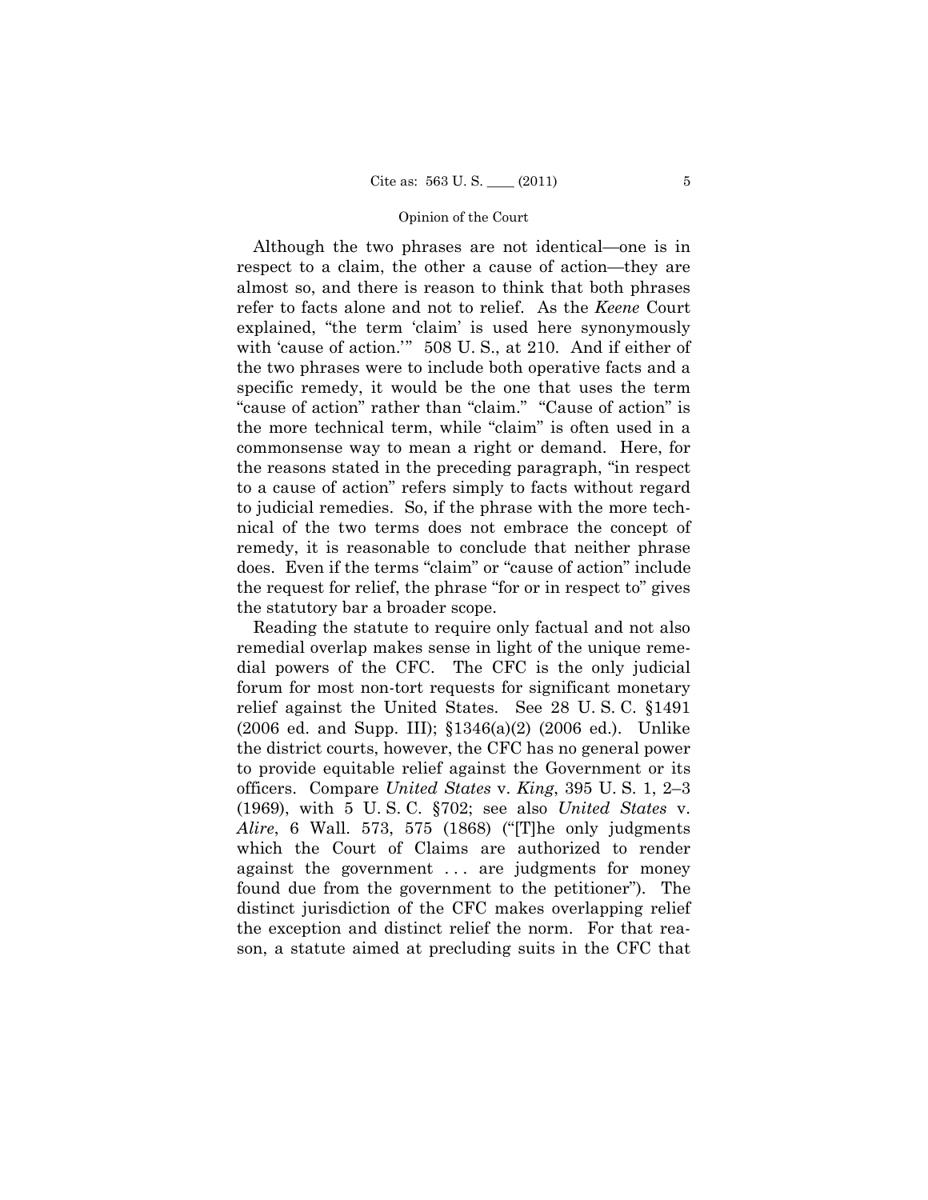Although the two phrases are not identical—one is in respect to a claim, the other a cause of action—they are almost so, and there is reason to think that both phrases refer to facts alone and not to relief. As the *Keene* Court explained, "the term 'claim' is used here synonymously with 'cause of action.'" 508 U. S., at 210. And if either of the two phrases were to include both operative facts and a specific remedy, it would be the one that uses the term "cause of action" rather than "claim." "Cause of action" is the more technical term, while "claim" is often used in a commonsense way to mean a right or demand. Here, for the reasons stated in the preceding paragraph, "in respect to a cause of action" refers simply to facts without regard to judicial remedies. So, if the phrase with the more technical of the two terms does not embrace the concept of remedy, it is reasonable to conclude that neither phrase does. Even if the terms "claim" or "cause of action" include the request for relief, the phrase "for or in respect to" gives the statutory bar a broader scope.

Reading the statute to require only factual and not also remedial overlap makes sense in light of the unique remedial powers of the CFC. The CFC is the only judicial forum for most non-tort requests for significant monetary relief against the United States. See 28 U. S. C. §1491 (2006 ed. and Supp. III); §1346(a)(2) (2006 ed.). Unlike the district courts, however, the CFC has no general power to provide equitable relief against the Government or its officers. Compare *United States* v. *King*, 395 U. S. 1, 2–3 (1969), with 5 U. S. C. §702; see also *United States* v. *Alire*, 6 Wall. 573, 575 (1868) ("[T]he only judgments which the Court of Claims are authorized to render against the government . . . are judgments for money found due from the government to the petitioner"). The distinct jurisdiction of the CFC makes overlapping relief the exception and distinct relief the norm. For that reason, a statute aimed at precluding suits in the CFC that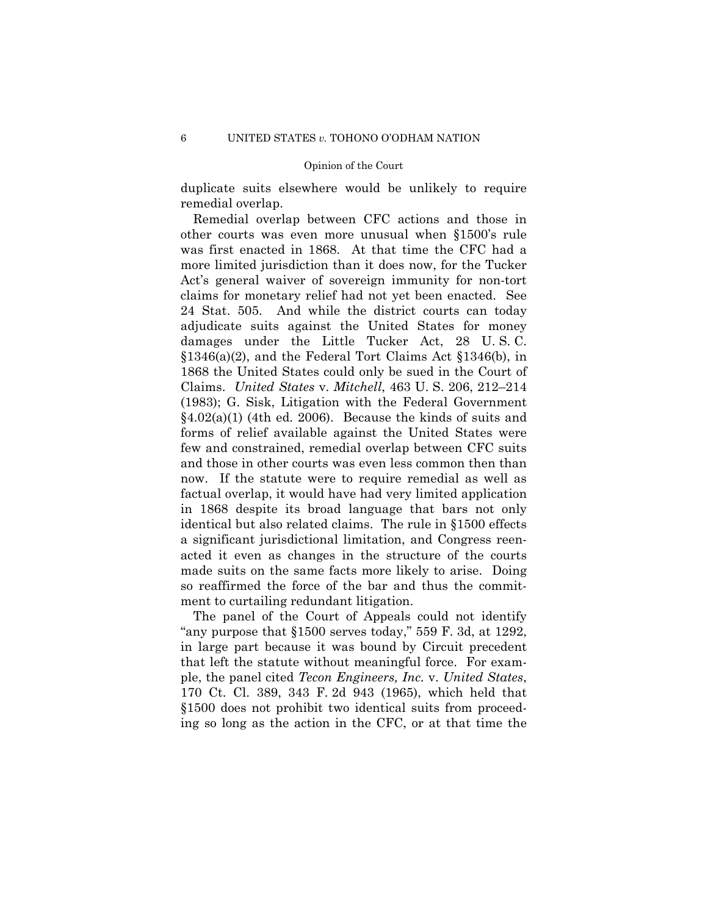duplicate suits elsewhere would be unlikely to require remedial overlap.

Remedial overlap between CFC actions and those in other courts was even more unusual when §1500's rule was first enacted in 1868. At that time the CFC had a more limited jurisdiction than it does now, for the Tucker Act's general waiver of sovereign immunity for non-tort claims for monetary relief had not yet been enacted. See 24 Stat. 505. And while the district courts can today adjudicate suits against the United States for money damages under the Little Tucker Act, 28 U. S. C. §1346(a)(2), and the Federal Tort Claims Act §1346(b), in 1868 the United States could only be sued in the Court of Claims. *United States* v. *Mitchell*, 463 U. S. 206, 212–214 (1983); G. Sisk, Litigation with the Federal Government §4.02(a)(1) (4th ed. 2006). Because the kinds of suits and forms of relief available against the United States were few and constrained, remedial overlap between CFC suits and those in other courts was even less common then than now. If the statute were to require remedial as well as factual overlap, it would have had very limited application in 1868 despite its broad language that bars not only identical but also related claims. The rule in §1500 effects a significant jurisdictional limitation, and Congress reenacted it even as changes in the structure of the courts made suits on the same facts more likely to arise. Doing so reaffirmed the force of the bar and thus the commitment to curtailing redundant litigation.

The panel of the Court of Appeals could not identify "any purpose that §1500 serves today," 559 F. 3d, at 1292, in large part because it was bound by Circuit precedent that left the statute without meaningful force. For example, the panel cited *Tecon Engineers, Inc.* v. *United States*, 170 Ct. Cl. 389, 343 F. 2d 943 (1965), which held that §1500 does not prohibit two identical suits from proceeding so long as the action in the CFC, or at that time the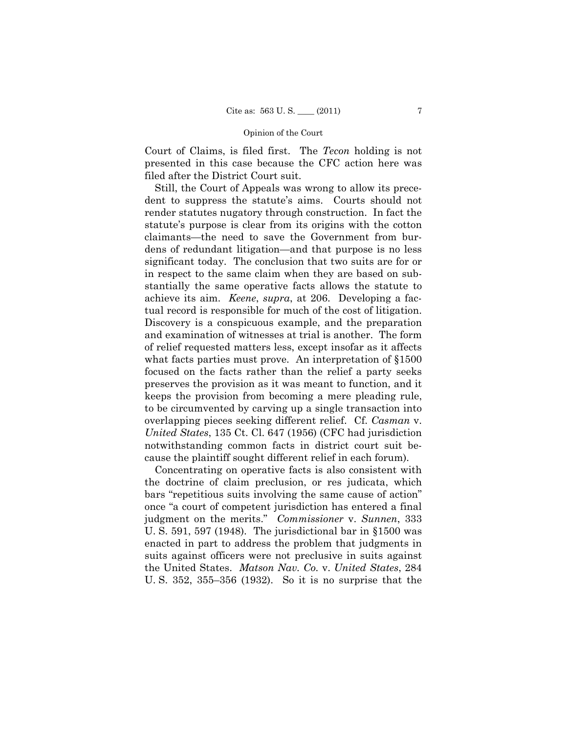Court of Claims, is filed first. The *Tecon* holding is not presented in this case because the CFC action here was filed after the District Court suit.

Still, the Court of Appeals was wrong to allow its precedent to suppress the statute's aims. Courts should not render statutes nugatory through construction. In fact the statute's purpose is clear from its origins with the cotton claimants—the need to save the Government from burdens of redundant litigation—and that purpose is no less significant today. The conclusion that two suits are for or in respect to the same claim when they are based on substantially the same operative facts allows the statute to achieve its aim. *Keene*, *supra*, at 206. Developing a factual record is responsible for much of the cost of litigation. Discovery is a conspicuous example, and the preparation and examination of witnesses at trial is another. The form of relief requested matters less, except insofar as it affects what facts parties must prove. An interpretation of §1500 focused on the facts rather than the relief a party seeks preserves the provision as it was meant to function, and it keeps the provision from becoming a mere pleading rule, to be circumvented by carving up a single transaction into overlapping pieces seeking different relief. Cf. *Casman* v. *United States*, 135 Ct. Cl. 647 (1956) (CFC had jurisdiction notwithstanding common facts in district court suit because the plaintiff sought different relief in each forum).

Concentrating on operative facts is also consistent with the doctrine of claim preclusion, or res judicata, which bars "repetitious suits involving the same cause of action" once "a court of competent jurisdiction has entered a final judgment on the merits." *Commissioner* v. *Sunnen*, 333 U. S. 591, 597 (1948). The jurisdictional bar in §1500 was enacted in part to address the problem that judgments in suits against officers were not preclusive in suits against the United States. *Matson Nav. Co.* v. *United States*, 284 U. S. 352, 355–356 (1932). So it is no surprise that the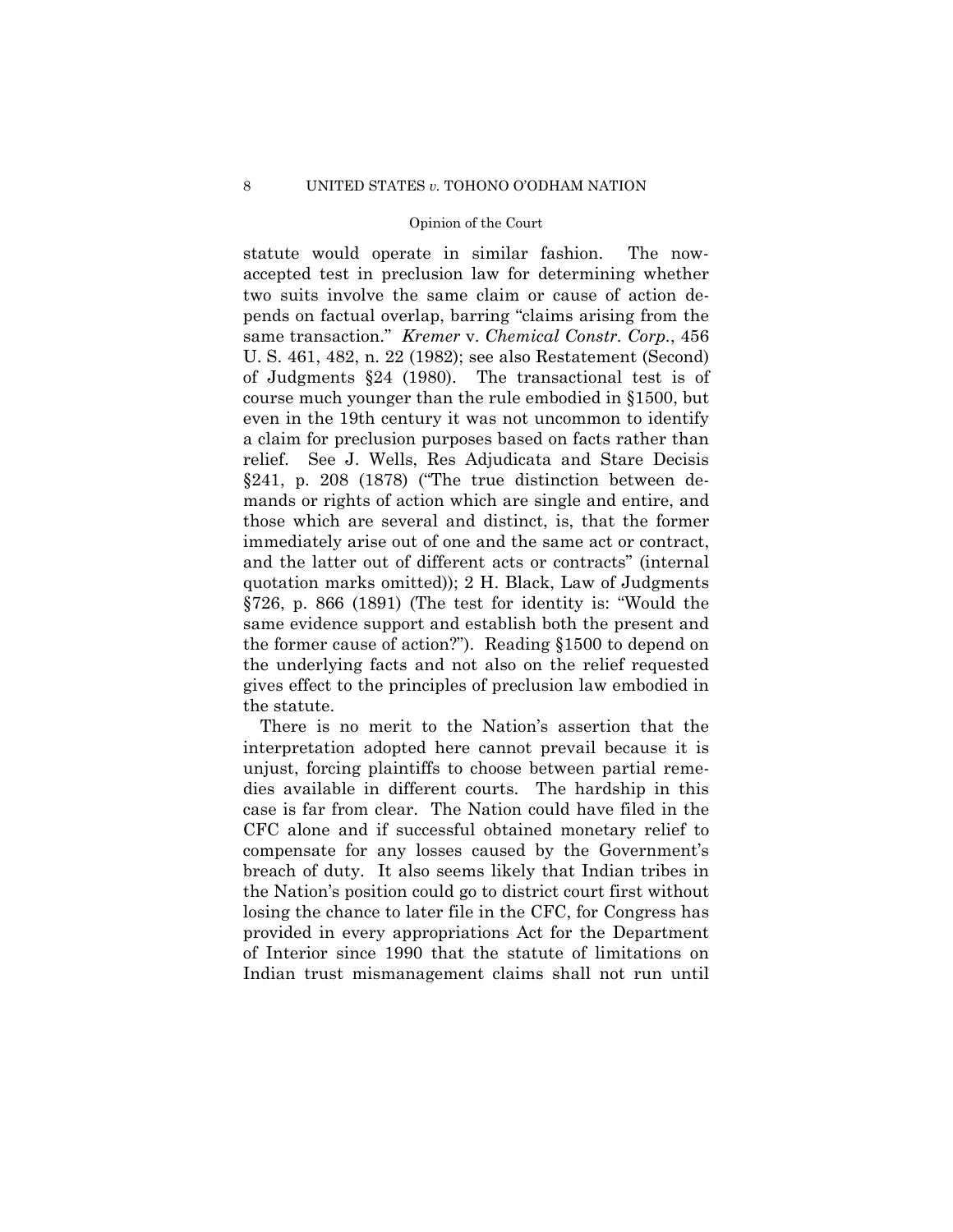statute would operate in similar fashion. The now-accepted test in preclusion law for determining whether two suits involve the same claim or cause of action depends on factual overlap, barring "claims arising from the same transaction." *Kremer* v. *Chemical Constr. Corp.*, 456 U. S. 461, 482, n. 22 (1982); see also Restatement (Second) of Judgments §24 (1980). The transactional test is of course much younger than the rule embodied in §1500, but even in the 19th century it was not uncommon to identify a claim for preclusion purposes based on facts rather than relief. See J. Wells, Res Adjudicata and Stare Decisis §241, p. 208 (1878) ("The true distinction between demands or rights of action which are single and entire, and those which are several and distinct, is, that the former immediately arise out of one and the same act or contract, and the latter out of different acts or contracts" (internal quotation marks omitted)); 2 H. Black, Law of Judgments §726, p. 866 (1891) (The test for identity is: "Would the same evidence support and establish both the present and the former cause of action?"). Reading §1500 to depend on the underlying facts and not also on the relief requested gives effect to the principles of preclusion law embodied in the statute.

There is no merit to the Nation's assertion that the interpretation adopted here cannot prevail because it is unjust, forcing plaintiffs to choose between partial remedies available in different courts. The hardship in this case is far from clear. The Nation could have filed in the CFC alone and if successful obtained monetary relief to compensate for any losses caused by the Government's breach of duty. It also seems likely that Indian tribes in the Nation's position could go to district court first without losing the chance to later file in the CFC, for Congress has provided in every appropriations Act for the Department of Interior since 1990 that the statute of limitations on Indian trust mismanagement claims shall not run until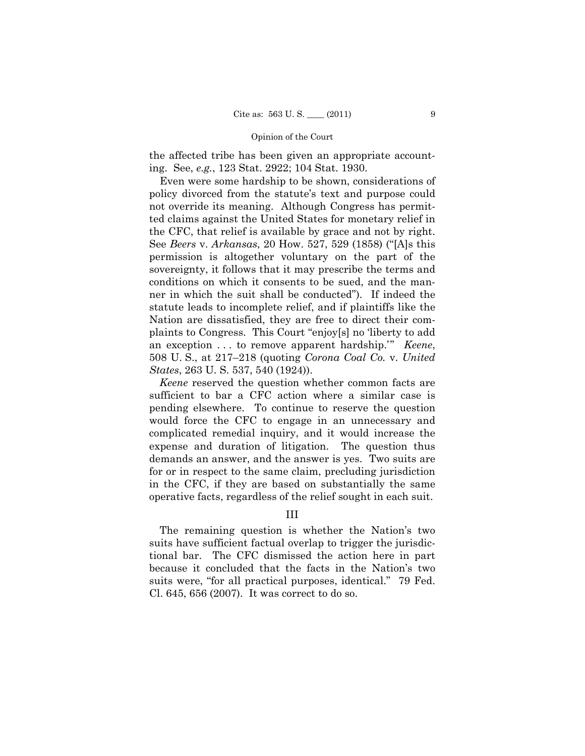the affected tribe has been given an appropriate accounting. See, *e.g.*, 123 Stat. 2922; 104 Stat. 1930.

Even were some hardship to be shown, considerations of policy divorced from the statute's text and purpose could not override its meaning. Although Congress has permitted claims against the United States for monetary relief in the CFC, that relief is available by grace and not by right. See *Beers* v. *Arkansas*, 20 How. 527, 529 (1858) ("[A]s this permission is altogether voluntary on the part of the sovereignty, it follows that it may prescribe the terms and conditions on which it consents to be sued, and the manner in which the suit shall be conducted"). If indeed the statute leads to incomplete relief, and if plaintiffs like the Nation are dissatisfied, they are free to direct their complaints to Congress. This Court "enjoy[s] no 'liberty to add an exception . . . to remove apparent hardship.'" *Keene*, 508 U. S., at 217–218 (quoting *Corona Coal Co.* v. *United States*, 263 U. S. 537, 540 (1924)).

*Keene* reserved the question whether common facts are sufficient to bar a CFC action where a similar case is pending elsewhere. To continue to reserve the question would force the CFC to engage in an unnecessary and complicated remedial inquiry, and it would increase the expense and duration of litigation. The question thus demands an answer, and the answer is yes. Two suits are for or in respect to the same claim, precluding jurisdiction in the CFC, if they are based on substantially the same operative facts, regardless of the relief sought in each suit.

## III

The remaining question is whether the Nation's two suits have sufficient factual overlap to trigger the jurisdictional bar. The CFC dismissed the action here in part because it concluded that the facts in the Nation's two suits were, "for all practical purposes, identical." 79 Fed. Cl. 645, 656 (2007). It was correct to do so.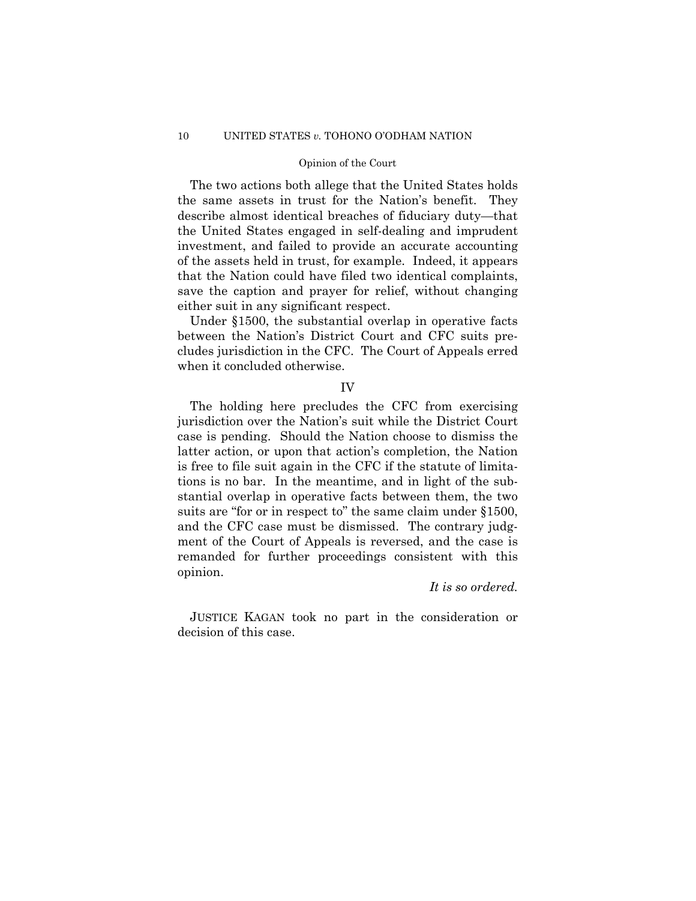The two actions both allege that the United States holds the same assets in trust for the Nation's benefit. They describe almost identical breaches of fiduciary duty—that the United States engaged in self-dealing and imprudent investment, and failed to provide an accurate accounting of the assets held in trust, for example. Indeed, it appears that the Nation could have filed two identical complaints, save the caption and prayer for relief, without changing either suit in any significant respect.

Under §1500, the substantial overlap in operative facts between the Nation's District Court and CFC suits precludes jurisdiction in the CFC. The Court of Appeals erred when it concluded otherwise.

## IV

The holding here precludes the CFC from exercising jurisdiction over the Nation's suit while the District Court case is pending. Should the Nation choose to dismiss the latter action, or upon that action's completion, the Nation is free to file suit again in the CFC if the statute of limitations is no bar. In the meantime, and in light of the substantial overlap in operative facts between them, the two suits are "for or in respect to" the same claim under §1500, and the CFC case must be dismissed. The contrary judgment of the Court of Appeals is reversed, and the case is remanded for further proceedings consistent with this opinion.

*It is so ordered.*

JUSTICE KAGAN took no part in the consideration or decision of this case.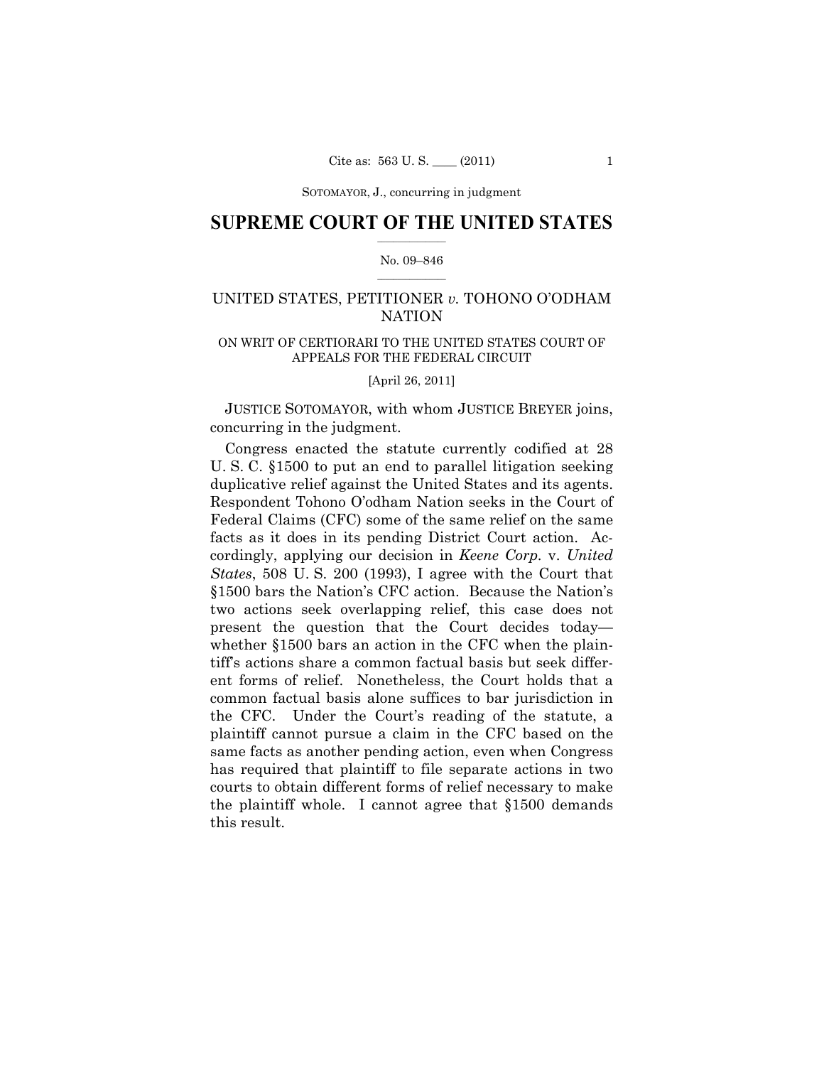# SUPREME COURT OF THE UNITED STATES

No. 09–846

UNITED STATES, PETITIONER *v.* TOHONO O'ODHAM NATION

ON WRIT OF CERTIORARI TO THE UNITED STATES COURT OF APPEALS FOR THE FEDERAL CIRCUIT

[April 26, 2011]

JUSTICE SOTOMAYOR, with whom JUSTICE BREYER joins, concurring in the judgment.

Congress enacted the statute currently codified at 28 U. S. C. §1500 to put an end to parallel litigation seeking duplicative relief against the United States and its agents. Respondent Tohono O'odham Nation seeks in the Court of Federal Claims (CFC) some of the same relief on the same facts as it does in its pending District Court action. Accordingly, applying our decision in *Keene Corp.* v. *United States*, 508 U. S. 200 (1993), I agree with the Court that §1500 bars the Nation's CFC action. Because the Nation's two actions seek overlapping relief, this case does not present the question that the Court decides today—whether §1500 bars an action in the CFC when the plaintiff's actions share a common factual basis but seek different forms of relief. Nonetheless, the Court holds that a common factual basis alone suffices to bar jurisdiction in the CFC. Under the Court's reading of the statute, a plaintiff cannot pursue a claim in the CFC based on the same facts as another pending action, even when Congress has required that plaintiff to file separate actions in two courts to obtain different forms of relief necessary to make the plaintiff whole. I cannot agree that §1500 demands this result.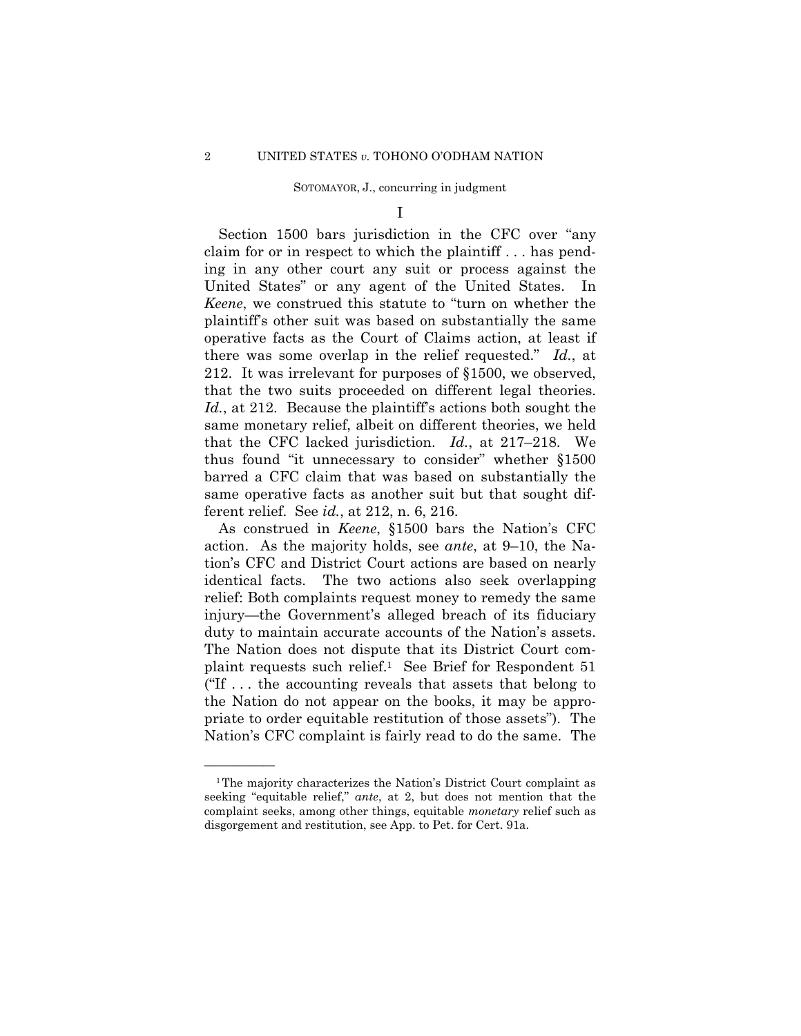I

Section 1500 bars jurisdiction in the CFC over "any claim for or in respect to which the plaintiff . . . has pending in any other court any suit or process against the United States" or any agent of the United States. In *Keene*, we construed this statute to "turn on whether the plaintiff's other suit was based on substantially the same operative facts as the Court of Claims action, at least if there was some overlap in the relief requested." *Id.*, at 212. It was irrelevant for purposes of §1500, we observed, that the two suits proceeded on different legal theories. *Id.*, at 212. Because the plaintiff's actions both sought the same monetary relief, albeit on different theories, we held that the CFC lacked jurisdiction. *Id.*, at 217–218. We thus found "it unnecessary to consider" whether §1500 barred a CFC claim that was based on substantially the same operative facts as another suit but that sought different relief. See *id.*, at 212, n. 6, 216.

As construed in *Keene*, §1500 bars the Nation's CFC action. As the majority holds, see *ante*, at 9–10, the Nation's CFC and District Court actions are based on nearly identical facts. The two actions also seek overlapping relief: Both complaints request money to remedy the same injury—the Government's alleged breach of its fiduciary duty to maintain accurate accounts of the Nation's assets. The Nation does not dispute that its District Court complaint requests such relief.[1] See Brief for Respondent 51 ("If . . . the accounting reveals that assets that belong to the Nation do not appear on the books, it may be appropriate to order equitable restitution of those assets"). The Nation's CFC complaint is fairly read to do the same. The

---

[1] The majority characterizes the Nation's District Court complaint as seeking "equitable relief," *ante*, at 2, but does not mention that the complaint seeks, among other things, equitable *monetary* relief such as disgorgement and restitution, see App. to Pet. for Cert. 91a.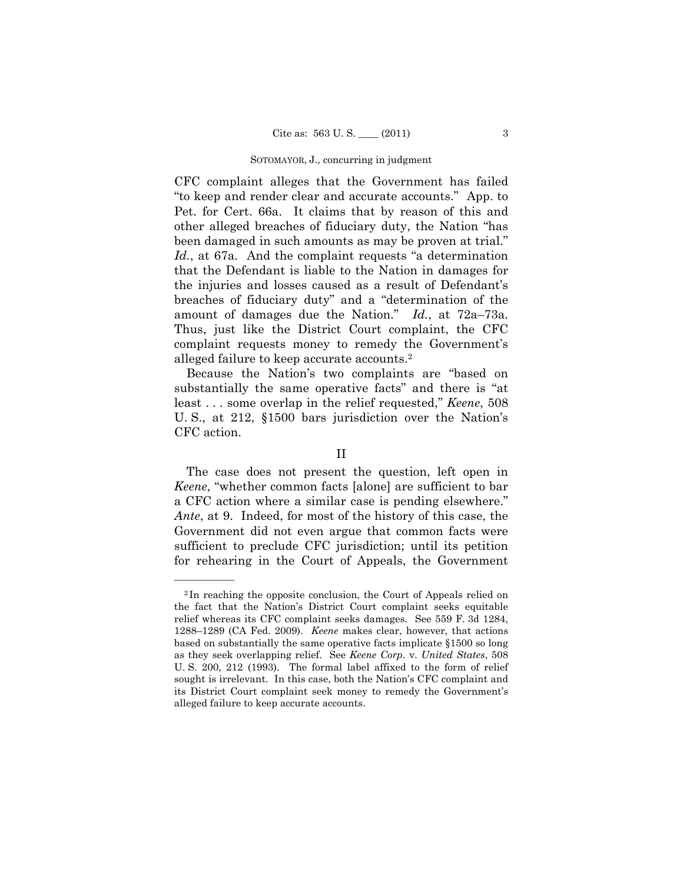CFC complaint alleges that the Government has failed "to keep and render clear and accurate accounts." App. to Pet. for Cert. 66a. It claims that by reason of this and other alleged breaches of fiduciary duty, the Nation "has been damaged in such amounts as may be proven at trial." *Id.*, at 67a. And the complaint requests "a determination that the Defendant is liable to the Nation in damages for the injuries and losses caused as a result of Defendant's breaches of fiduciary duty" and a "determination of the amount of damages due the Nation." *Id.*, at 72a–73a. Thus, just like the District Court complaint, the CFC complaint requests money to remedy the Government's alleged failure to keep accurate accounts.[2]

Because the Nation's two complaints are "based on substantially the same operative facts" and there is "at least . . . some overlap in the relief requested," *Keene*, 508 U. S., at 212, §1500 bars jurisdiction over the Nation's CFC action.

## II

The case does not present the question, left open in *Keene*, "whether common facts [alone] are sufficient to bar a CFC action where a similar case is pending elsewhere." *Ante*, at 9. Indeed, for most of the history of this case, the Government did not even argue that common facts were sufficient to preclude CFC jurisdiction; until its petition for rehearing in the Court of Appeals, the Government

---

[2] In reaching the opposite conclusion, the Court of Appeals relied on the fact that the Nation's District Court complaint seeks equitable relief whereas its CFC complaint seeks damages. See 559 F. 3d 1284, 1288–1289 (CA Fed. 2009). *Keene* makes clear, however, that actions based on substantially the same operative facts implicate §1500 so long as they seek overlapping relief. See *Keene Corp.* v. *United States*, 508 U. S. 200, 212 (1993). The formal label affixed to the form of relief sought is irrelevant. In this case, both the Nation's CFC complaint and its District Court complaint seek money to remedy the Government's alleged failure to keep accurate accounts.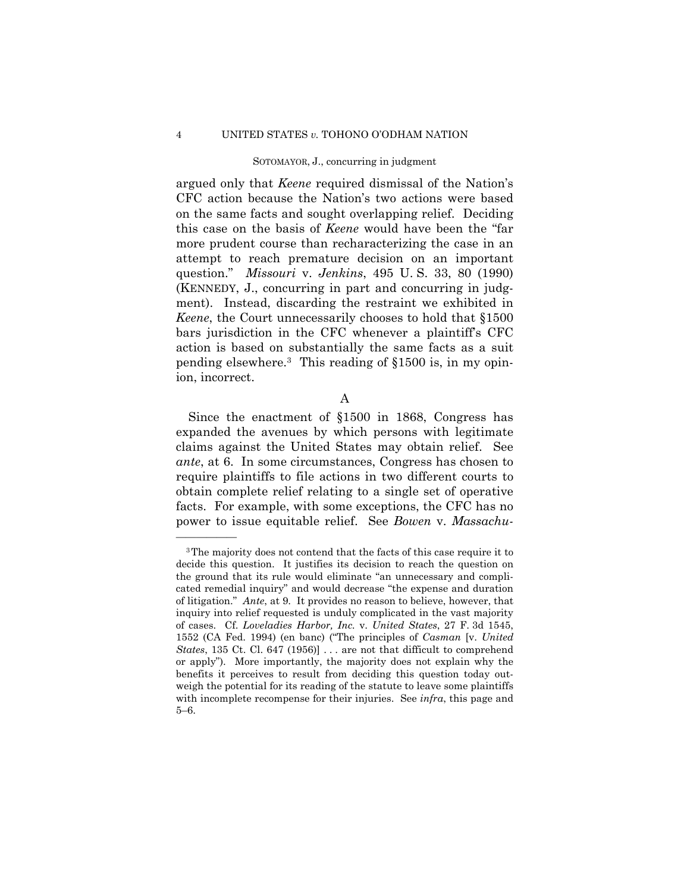argued only that *Keene* required dismissal of the Nation's CFC action because the Nation's two actions were based on the same facts and sought overlapping relief. Deciding this case on the basis of *Keene* would have been the "far more prudent course than recharacterizing the case in an attempt to reach premature decision on an important question." *Missouri* v. *Jenkins*, 495 U. S. 33, 80 (1990) (KENNEDY, J., concurring in part and concurring in judgment). Instead, discarding the restraint we exhibited in *Keene*, the Court unnecessarily chooses to hold that §1500 bars jurisdiction in the CFC whenever a plaintiff's CFC action is based on substantially the same facts as a suit pending elsewhere.[3] This reading of §1500 is, in my opinion, incorrect.

A

Since the enactment of §1500 in 1868, Congress has expanded the avenues by which persons with legitimate claims against the United States may obtain relief. See *ante*, at 6. In some circumstances, Congress has chosen to require plaintiffs to file actions in two different courts to obtain complete relief relating to a single set of operative facts. For example, with some exceptions, the CFC has no power to issue equitable relief. See *Bowen* v. *Massachu-*

---

[3] The majority does not contend that the facts of this case require it to decide this question. It justifies its decision to reach the question on the ground that its rule would eliminate "an unnecessary and complicated remedial inquiry" and would decrease "the expense and duration of litigation." *Ante*, at 9. It provides no reason to believe, however, that inquiry into relief requested is unduly complicated in the vast majority of cases. Cf. *Loveladies Harbor, Inc.* v. *United States*, 27 F. 3d 1545, 1552 (CA Fed. 1994) (en banc) ("The principles of *Casman* [v. *United States*, 135 Ct. Cl. 647 (1956)] . . . are not that difficult to comprehend or apply"). More importantly, the majority does not explain why the benefits it perceives to result from deciding this question today outweigh the potential for its reading of the statute to leave some plaintiffs with incomplete recompense for their injuries. See *infra*, this page and 5–6.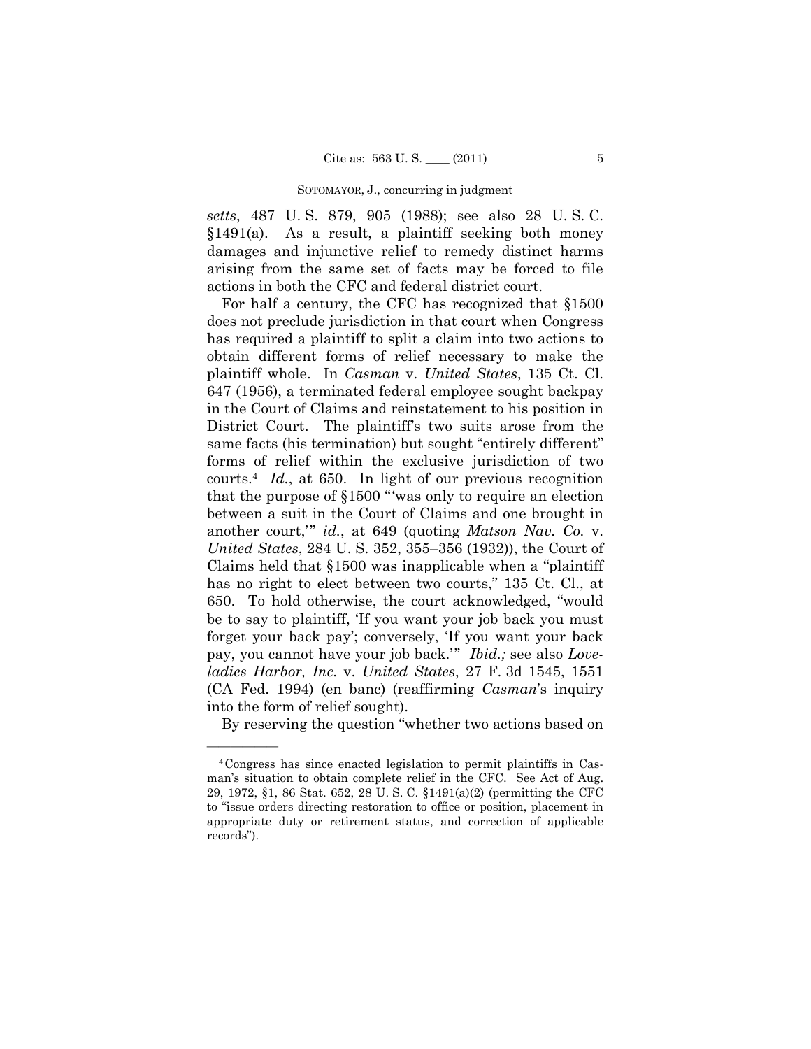*setts*, 487 U. S. 879, 905 (1988); see also 28 U. S. C. §1491(a). As a result, a plaintiff seeking both money damages and injunctive relief to remedy distinct harms arising from the same set of facts may be forced to file actions in both the CFC and federal district court.

For half a century, the CFC has recognized that §1500 does not preclude jurisdiction in that court when Congress has required a plaintiff to split a claim into two actions to obtain different forms of relief necessary to make the plaintiff whole. In *Casman* v. *United States*, 135 Ct. Cl. 647 (1956), a terminated federal employee sought backpay in the Court of Claims and reinstatement to his position in District Court. The plaintiff's two suits arose from the same facts (his termination) but sought "entirely different" forms of relief within the exclusive jurisdiction of two courts.[4] *Id.*, at 650. In light of our previous recognition that the purpose of §1500 "'was only to require an election between a suit in the Court of Claims and one brought in another court,'" *id.*, at 649 (quoting *Matson Nav. Co.* v. *United States*, 284 U. S. 352, 355–356 (1932)), the Court of Claims held that §1500 was inapplicable when a "plaintiff has no right to elect between two courts," 135 Ct. Cl., at 650. To hold otherwise, the court acknowledged, "would be to say to plaintiff, 'If you want your job back you must forget your back pay'; conversely, 'If you want your back pay, you cannot have your job back.'" *Ibid.;* see also *Loveladies Harbor, Inc.* v. *United States*, 27 F. 3d 1545, 1551 (CA Fed. 1994) (en banc) (reaffirming *Casman*'s inquiry into the form of relief sought).

By reserving the question "whether two actions based on

---

[4] Congress has since enacted legislation to permit plaintiffs in Casman's situation to obtain complete relief in the CFC. See Act of Aug. 29, 1972, §1, 86 Stat. 652, 28 U. S. C. §1491(a)(2) (permitting the CFC to "issue orders directing restoration to office or position, placement in appropriate duty or retirement status, and correction of applicable records").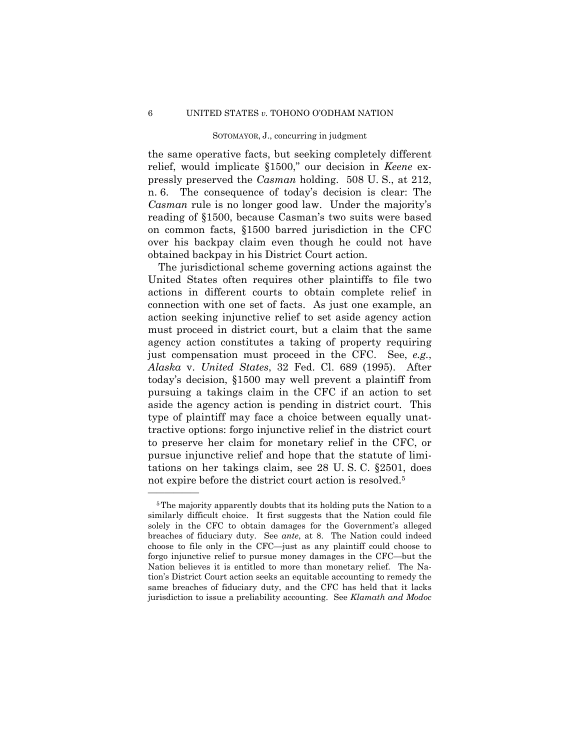the same operative facts, but seeking completely different relief, would implicate §1500," our decision in *Keene* expressly preserved the *Casman* holding. 508 U. S., at 212, n. 6. The consequence of today's decision is clear: The *Casman* rule is no longer good law. Under the majority's reading of §1500, because Casman's two suits were based on common facts, §1500 barred jurisdiction in the CFC over his backpay claim even though he could not have obtained backpay in his District Court action.

The jurisdictional scheme governing actions against the United States often requires other plaintiffs to file two actions in different courts to obtain complete relief in connection with one set of facts. As just one example, an action seeking injunctive relief to set aside agency action must proceed in district court, but a claim that the same agency action constitutes a taking of property requiring just compensation must proceed in the CFC. See, *e.g.*, *Alaska* v. *United States*, 32 Fed. Cl. 689 (1995). After today's decision, §1500 may well prevent a plaintiff from pursuing a takings claim in the CFC if an action to set aside the agency action is pending in district court. This type of plaintiff may face a choice between equally unattractive options: forgo injunctive relief in the district court to preserve her claim for monetary relief in the CFC, or pursue injunctive relief and hope that the statute of limitations on her takings claim, see 28 U. S. C. §2501, does not expire before the district court action is resolved.[5]

---

[5] The majority apparently doubts that its holding puts the Nation to a similarly difficult choice. It first suggests that the Nation could file solely in the CFC to obtain damages for the Government's alleged breaches of fiduciary duty. See *ante*, at 8. The Nation could indeed choose to file only in the CFC—just as any plaintiff could choose to forgo injunctive relief to pursue money damages in the CFC—but the Nation believes it is entitled to more than monetary relief. The Nation's District Court action seeks an equitable accounting to remedy the same breaches of fiduciary duty, and the CFC has held that it lacks jurisdiction to issue a preliability accounting. See *Klamath and Modoc*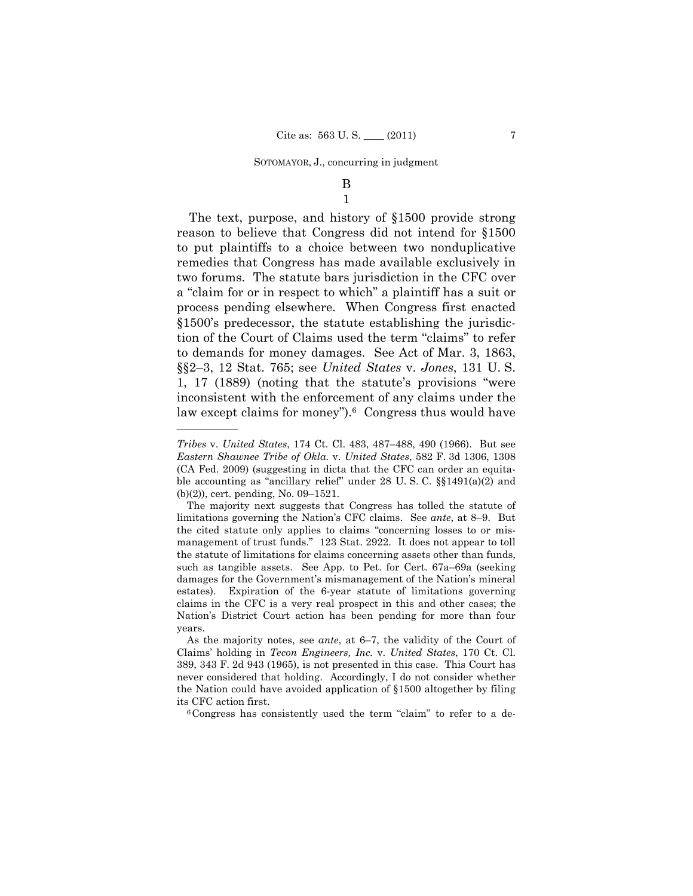B

1

The text, purpose, and history of §1500 provide strong reason to believe that Congress did not intend for §1500 to put plaintiffs to a choice between two nonduplicative remedies that Congress has made available exclusively in two forums. The statute bars jurisdiction in the CFC over a "claim for or in respect to which" a plaintiff has a suit or process pending elsewhere. When Congress first enacted §1500's predecessor, the statute establishing the jurisdiction of the Court of Claims used the term "claims" to refer to demands for money damages. See Act of Mar. 3, 1863, §§2–3, 12 Stat. 765; see *United States* v. *Jones*, 131 U. S. 1, 17 (1889) (noting that the statute's provisions "were inconsistent with the enforcement of any claims under the law except claims for money").[6] Congress thus would have

---

*Tribes* v. *United States*, 174 Ct. Cl. 483, 487–488, 490 (1966). But see *Eastern Shawnee Tribe of Okla.* v. *United States*, 582 F. 3d 1306, 1308 (CA Fed. 2009) (suggesting in dicta that the CFC can order an equitable accounting as "ancillary relief" under 28 U. S. C. §§1491(a)(2) and (b)(2)), cert. pending, No. 09–1521.

The majority next suggests that Congress has tolled the statute of limitations governing the Nation's CFC claims. See *ante*, at 8–9. But the cited statute only applies to claims "concerning losses to or mismanagement of trust funds." 123 Stat. 2922. It does not appear to toll the statute of limitations for claims concerning assets other than funds, such as tangible assets. See App. to Pet. for Cert. 67a–69a (seeking damages for the Government's mismanagement of the Nation's mineral estates). Expiration of the 6-year statute of limitations governing claims in the CFC is a very real prospect in this and other cases; the Nation's District Court action has been pending for more than four years.

As the majority notes, see *ante*, at 6–7, the validity of the Court of Claims' holding in *Tecon Engineers, Inc.* v. *United States*, 170 Ct. Cl. 389, 343 F. 2d 943 (1965), is not presented in this case. This Court has never considered that holding. Accordingly, I do not consider whether the Nation could have avoided application of §1500 altogether by filing its CFC action first.

[6] Congress has consistently used the term "claim" to refer to a de-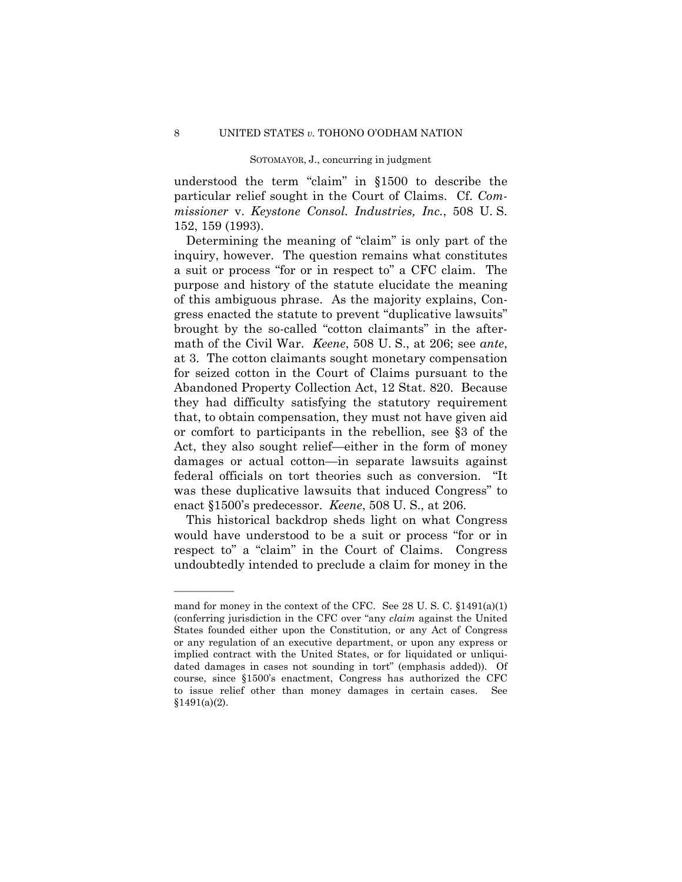understood the term "claim" in §1500 to describe the particular relief sought in the Court of Claims. Cf. *Commissioner* v. *Keystone Consol. Industries, Inc.*, 508 U. S. 152, 159 (1993).

Determining the meaning of "claim" is only part of the inquiry, however. The question remains what constitutes a suit or process "for or in respect to" a CFC claim. The purpose and history of the statute elucidate the meaning of this ambiguous phrase. As the majority explains, Congress enacted the statute to prevent "duplicative lawsuits" brought by the so-called "cotton claimants" in the aftermath of the Civil War. *Keene*, 508 U. S., at 206; see *ante*, at 3. The cotton claimants sought monetary compensation for seized cotton in the Court of Claims pursuant to the Abandoned Property Collection Act, 12 Stat. 820. Because they had difficulty satisfying the statutory requirement that, to obtain compensation, they must not have given aid or comfort to participants in the rebellion, see §3 of the Act, they also sought relief—either in the form of money damages or actual cotton—in separate lawsuits against federal officials on tort theories such as conversion. "It was these duplicative lawsuits that induced Congress" to enact §1500's predecessor. *Keene*, 508 U. S., at 206.

This historical backdrop sheds light on what Congress would have understood to be a suit or process "for or in respect to" a "claim" in the Court of Claims. Congress undoubtedly intended to preclude a claim for money in the

---

mand for money in the context of the CFC. See 28 U. S. C. §1491(a)(1) (conferring jurisdiction in the CFC over "any *claim* against the United States founded either upon the Constitution, or any Act of Congress or any regulation of an executive department, or upon any express or implied contract with the United States, or for liquidated or unliquidated damages in cases not sounding in tort" (emphasis added)). Of course, since §1500's enactment, Congress has authorized the CFC to issue relief other than money damages in certain cases. See §1491(a)(2).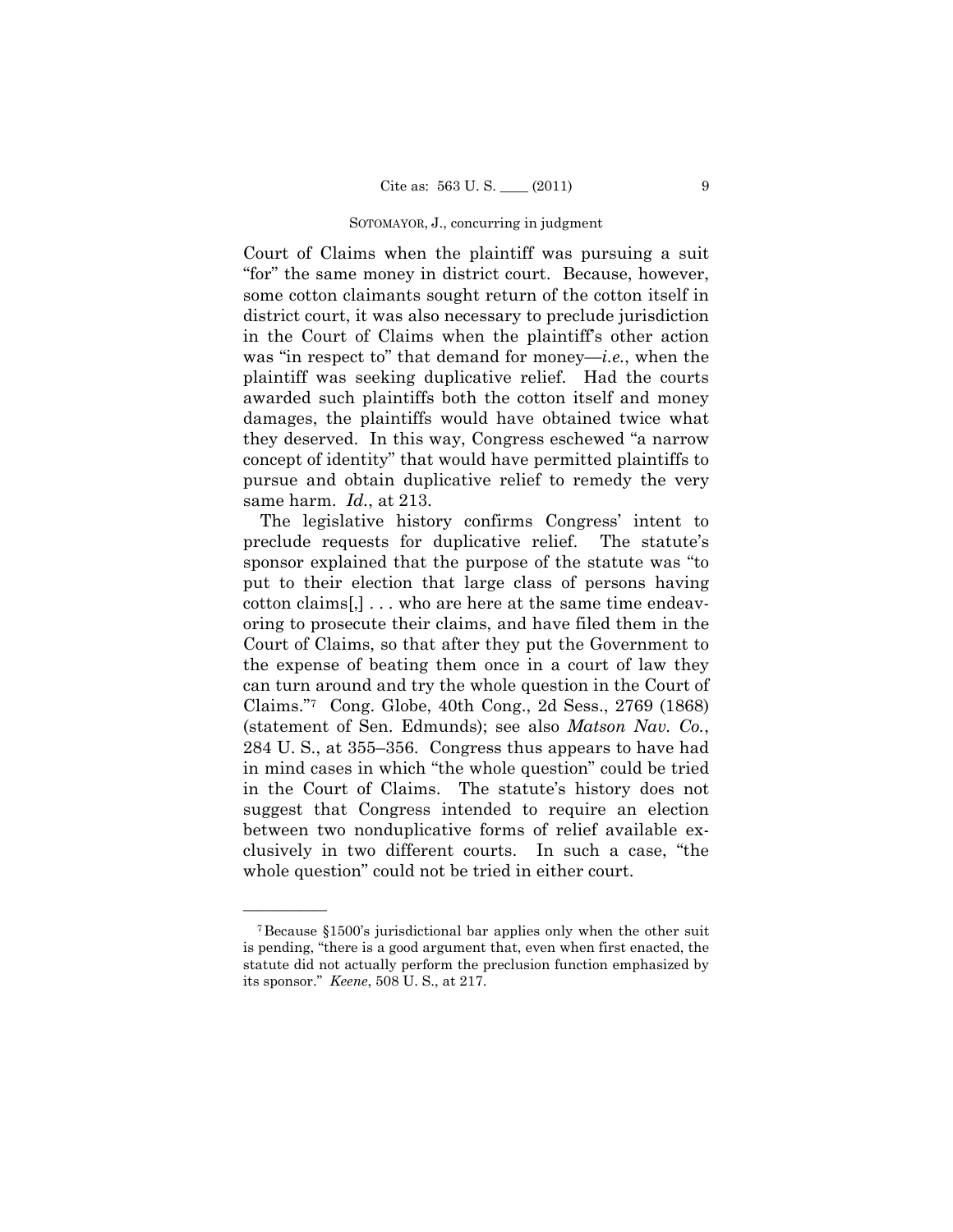Court of Claims when the plaintiff was pursuing a suit "for" the same money in district court. Because, however, some cotton claimants sought return of the cotton itself in district court, it was also necessary to preclude jurisdiction in the Court of Claims when the plaintiff's other action was "in respect to" that demand for money—*i.e.*, when the plaintiff was seeking duplicative relief. Had the courts awarded such plaintiffs both the cotton itself and money damages, the plaintiffs would have obtained twice what they deserved. In this way, Congress eschewed "a narrow concept of identity" that would have permitted plaintiffs to pursue and obtain duplicative relief to remedy the very same harm. *Id.*, at 213.

The legislative history confirms Congress' intent to preclude requests for duplicative relief. The statute's sponsor explained that the purpose of the statute was "to put to their election that large class of persons having cotton claims[,] . . . who are here at the same time endeavoring to prosecute their claims, and have filed them in the Court of Claims, so that after they put the Government to the expense of beating them once in a court of law they can turn around and try the whole question in the Court of Claims."[7] Cong. Globe, 40th Cong., 2d Sess., 2769 (1868) (statement of Sen. Edmunds); see also *Matson Nav. Co.*, 284 U. S., at 355–356. Congress thus appears to have had in mind cases in which "the whole question" could be tried in the Court of Claims. The statute's history does not suggest that Congress intended to require an election between two nonduplicative forms of relief available exclusively in two different courts. In such a case, "the whole question" could not be tried in either court.

---

[7] Because §1500's jurisdictional bar applies only when the other suit is pending, "there is a good argument that, even when first enacted, the statute did not actually perform the preclusion function emphasized by its sponsor." *Keene*, 508 U. S., at 217.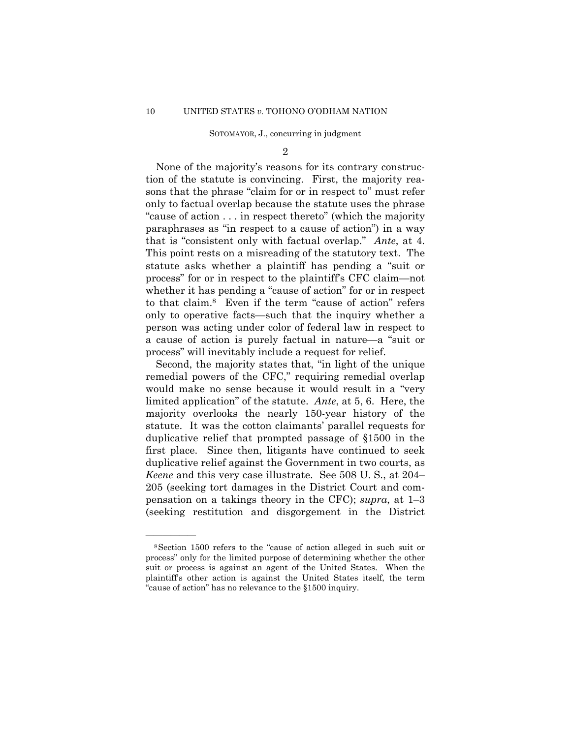2

None of the majority's reasons for its contrary construction of the statute is convincing. First, the majority reasons that the phrase "claim for or in respect to" must refer only to factual overlap because the statute uses the phrase "cause of action . . . in respect thereto" (which the majority paraphrases as "in respect to a cause of action") in a way that is "consistent only with factual overlap." *Ante*, at 4. This point rests on a misreading of the statutory text. The statute asks whether a plaintiff has pending a "suit or process" for or in respect to the plaintiff's CFC claim—not whether it has pending a "cause of action" for or in respect to that claim.[8] Even if the term "cause of action" refers only to operative facts—such that the inquiry whether a person was acting under color of federal law in respect to a cause of action is purely factual in nature—a "suit or process" will inevitably include a request for relief.

Second, the majority states that, "in light of the unique remedial powers of the CFC," requiring remedial overlap would make no sense because it would result in a "very limited application" of the statute. *Ante*, at 5, 6. Here, the majority overlooks the nearly 150-year history of the statute. It was the cotton claimants' parallel requests for duplicative relief that prompted passage of §1500 in the first place. Since then, litigants have continued to seek duplicative relief against the Government in two courts, as *Keene* and this very case illustrate. See 508 U. S., at 204–205 (seeking tort damages in the District Court and compensation on a takings theory in the CFC); *supra*, at 1–3 (seeking restitution and disgorgement in the District

---

[8] Section 1500 refers to the "cause of action alleged in such suit or process" only for the limited purpose of determining whether the other suit or process is against an agent of the United States. When the plaintiff's other action is against the United States itself, the term "cause of action" has no relevance to the §1500 inquiry.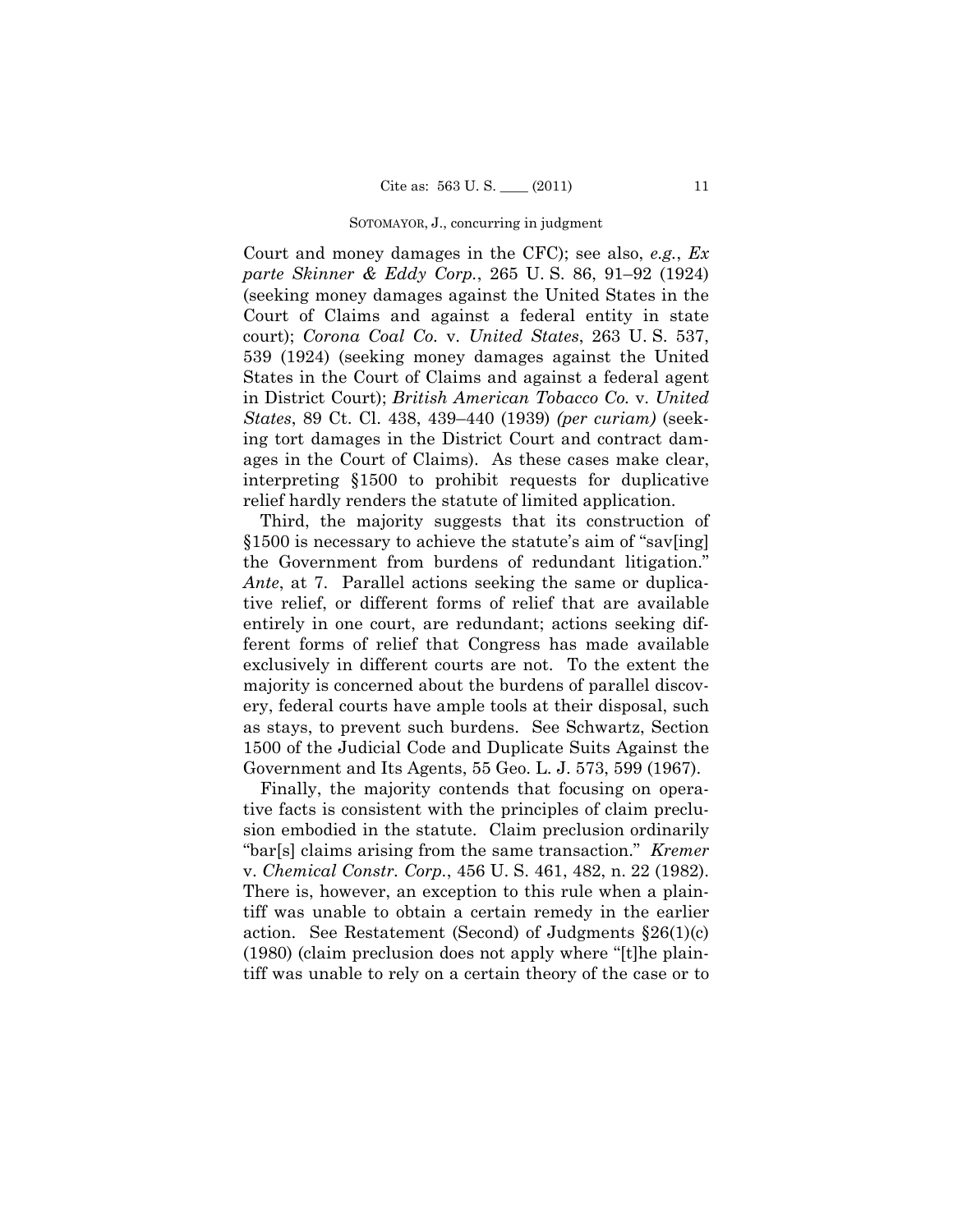Court and money damages in the CFC); see also, *e.g.*, *Ex parte Skinner & Eddy Corp.*, 265 U. S. 86, 91–92 (1924) (seeking money damages against the United States in the Court of Claims and against a federal entity in state court); *Corona Coal Co.* v. *United States*, 263 U. S. 537, 539 (1924) (seeking money damages against the United States in the Court of Claims and against a federal agent in District Court); *British American Tobacco Co.* v. *United States*, 89 Ct. Cl. 438, 439–440 (1939) *(per curiam)* (seeking tort damages in the District Court and contract damages in the Court of Claims). As these cases make clear, interpreting §1500 to prohibit requests for duplicative relief hardly renders the statute of limited application.

Third, the majority suggests that its construction of §1500 is necessary to achieve the statute's aim of "sav[ing] the Government from burdens of redundant litigation." *Ante*, at 7. Parallel actions seeking the same or duplicative relief, or different forms of relief that are available entirely in one court, are redundant; actions seeking different forms of relief that Congress has made available exclusively in different courts are not. To the extent the majority is concerned about the burdens of parallel discovery, federal courts have ample tools at their disposal, such as stays, to prevent such burdens. See Schwartz, Section 1500 of the Judicial Code and Duplicate Suits Against the Government and Its Agents, 55 Geo. L. J. 573, 599 (1967).

Finally, the majority contends that focusing on operative facts is consistent with the principles of claim preclusion embodied in the statute. Claim preclusion ordinarily "bar[s] claims arising from the same transaction." *Kremer* v. *Chemical Constr. Corp.*, 456 U. S. 461, 482, n. 22 (1982). There is, however, an exception to this rule when a plaintiff was unable to obtain a certain remedy in the earlier action. See Restatement (Second) of Judgments §26(1)(c) (1980) (claim preclusion does not apply where "[t]he plaintiff was unable to rely on a certain theory of the case or to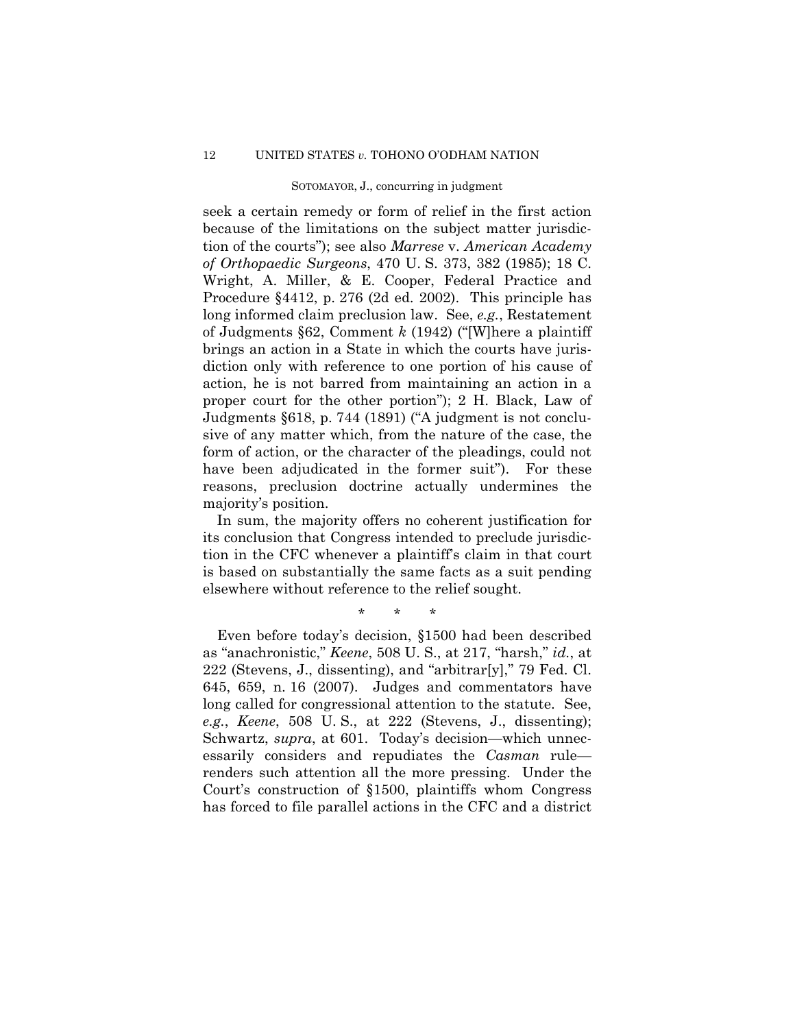seek a certain remedy or form of relief in the first action because of the limitations on the subject matter jurisdiction of the courts"); see also *Marrese* v. *American Academy of Orthopaedic Surgeons*, 470 U. S. 373, 382 (1985); 18 C. Wright, A. Miller, & E. Cooper, Federal Practice and Procedure §4412, p. 276 (2d ed. 2002). This principle has long informed claim preclusion law. See, *e.g.*, Restatement of Judgments §62, Comment *k* (1942) ("[W]here a plaintiff brings an action in a State in which the courts have jurisdiction only with reference to one portion of his cause of action, he is not barred from maintaining an action in a proper court for the other portion"); 2 H. Black, Law of Judgments §618, p. 744 (1891) ("A judgment is not conclusive of any matter which, from the nature of the case, the form of action, or the character of the pleadings, could not have been adjudicated in the former suit"). For these reasons, preclusion doctrine actually undermines the majority's position.

In sum, the majority offers no coherent justification for its conclusion that Congress intended to preclude jurisdiction in the CFC whenever a plaintiff's claim in that court is based on substantially the same facts as a suit pending elsewhere without reference to the relief sought.

\* \* \*

Even before today's decision, §1500 had been described as "anachronistic," *Keene*, 508 U. S., at 217, "harsh," *id.*, at 222 (Stevens, J., dissenting), and "arbitrar[y]," 79 Fed. Cl. 645, 659, n. 16 (2007). Judges and commentators have long called for congressional attention to the statute. See, *e.g.*, *Keene*, 508 U. S., at 222 (Stevens, J., dissenting); Schwartz, *supra*, at 601. Today's decision—which unnecessarily considers and repudiates the *Casman* rule—renders such attention all the more pressing. Under the Court's construction of §1500, plaintiffs whom Congress has forced to file parallel actions in the CFC and a district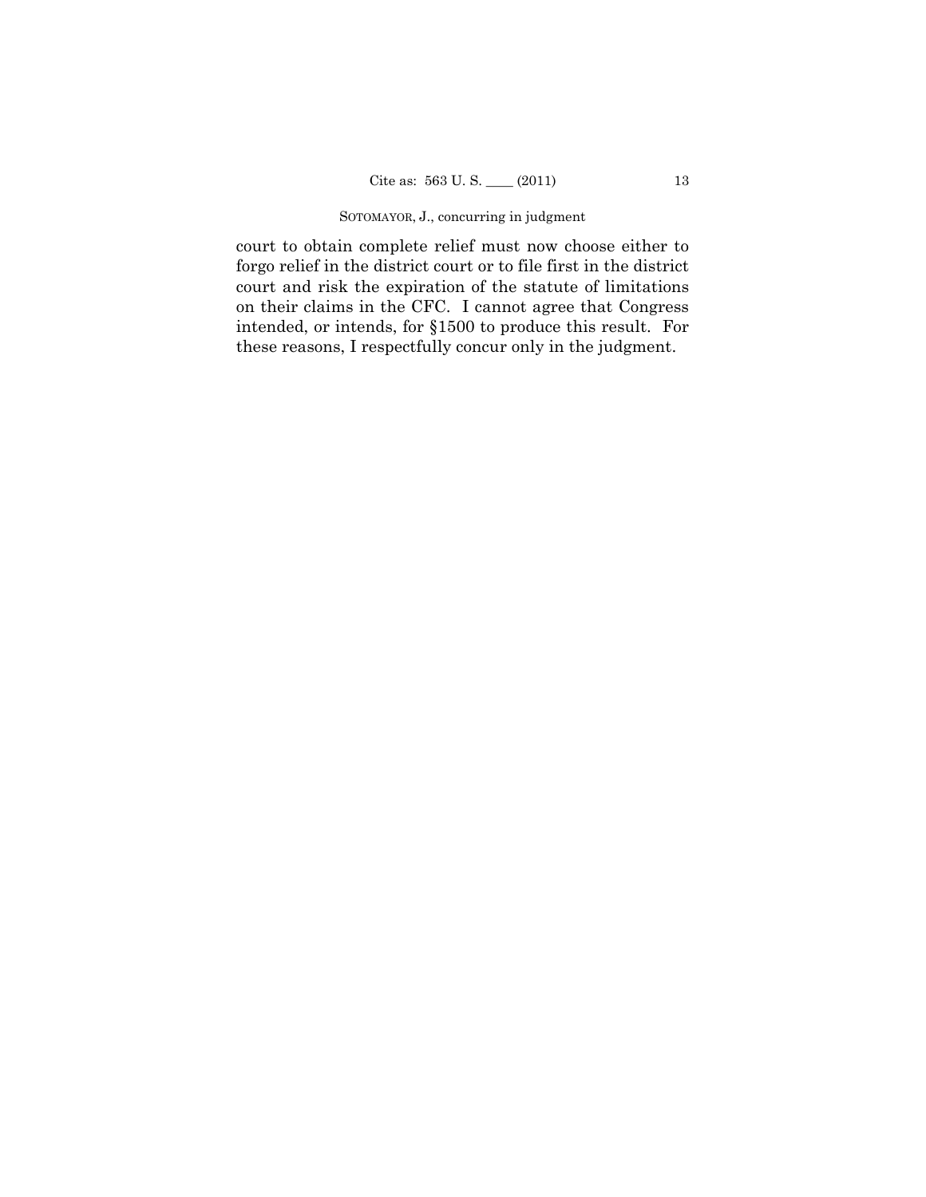court to obtain complete relief must now choose either to forgo relief in the district court or to file first in the district court and risk the expiration of the statute of limitations on their claims in the CFC. I cannot agree that Congress intended, or intends, for §1500 to produce this result. For these reasons, I respectfully concur only in the judgment.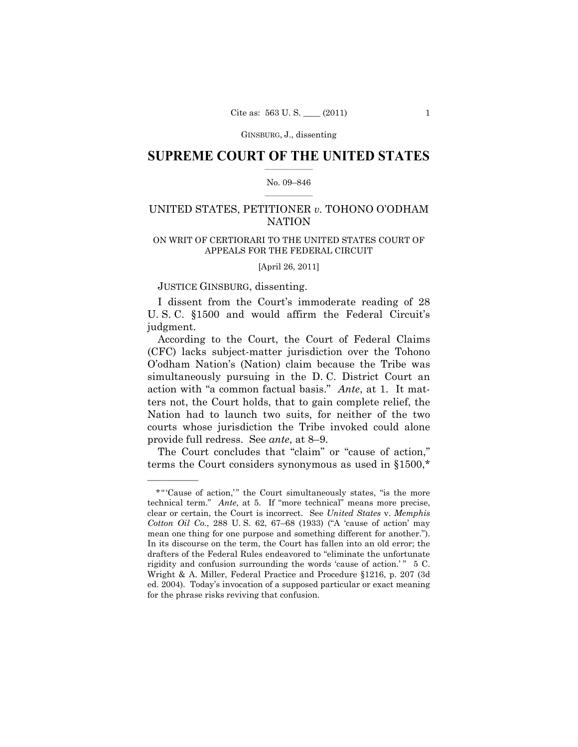GINSBURG, J., dissenting

# SUPREME COURT OF THE UNITED STATES

No. 09–846

UNITED STATES, PETITIONER *v.* TOHONO O'ODHAM NATION

ON WRIT OF CERTIORARI TO THE UNITED STATES COURT OF APPEALS FOR THE FEDERAL CIRCUIT

[April 26, 2011]

JUSTICE GINSBURG, dissenting.

I dissent from the Court's immoderate reading of 28 U. S. C. §1500 and would affirm the Federal Circuit's judgment.

According to the Court, the Court of Federal Claims (CFC) lacks subject-matter jurisdiction over the Tohono O'odham Nation's (Nation) claim because the Tribe was simultaneously pursuing in the D. C. District Court an action with "a common factual basis." *Ante*, at 1. It matters not, the Court holds, that to gain complete relief, the Nation had to launch two suits, for neither of the two courts whose jurisdiction the Tribe invoked could alone provide full redress. See *ante*, at 8–9.

The Court concludes that "claim" or "cause of action," terms the Court considers synonymous as used in §1500,*

---

*"'Cause of action,'" the Court simultaneously states, "is the more technical term." *Ante*, at 5. If "more technical" means more precise, clear or certain, the Court is incorrect. See *United States* v. *Memphis Cotton Oil Co.*, 288 U. S. 62, 67–68 (1933) ("A 'cause of action' may mean one thing for one purpose and something different for another."). In its discourse on the term, the Court has fallen into an old error; the drafters of the Federal Rules endeavored to "eliminate the unfortunate rigidity and confusion surrounding the words 'cause of action.'" 5 C. Wright & A. Miller, Federal Practice and Procedure §1216, p. 207 (3d ed. 2004). Today's invocation of a supposed particular or exact meaning for the phrase risks reviving that confusion.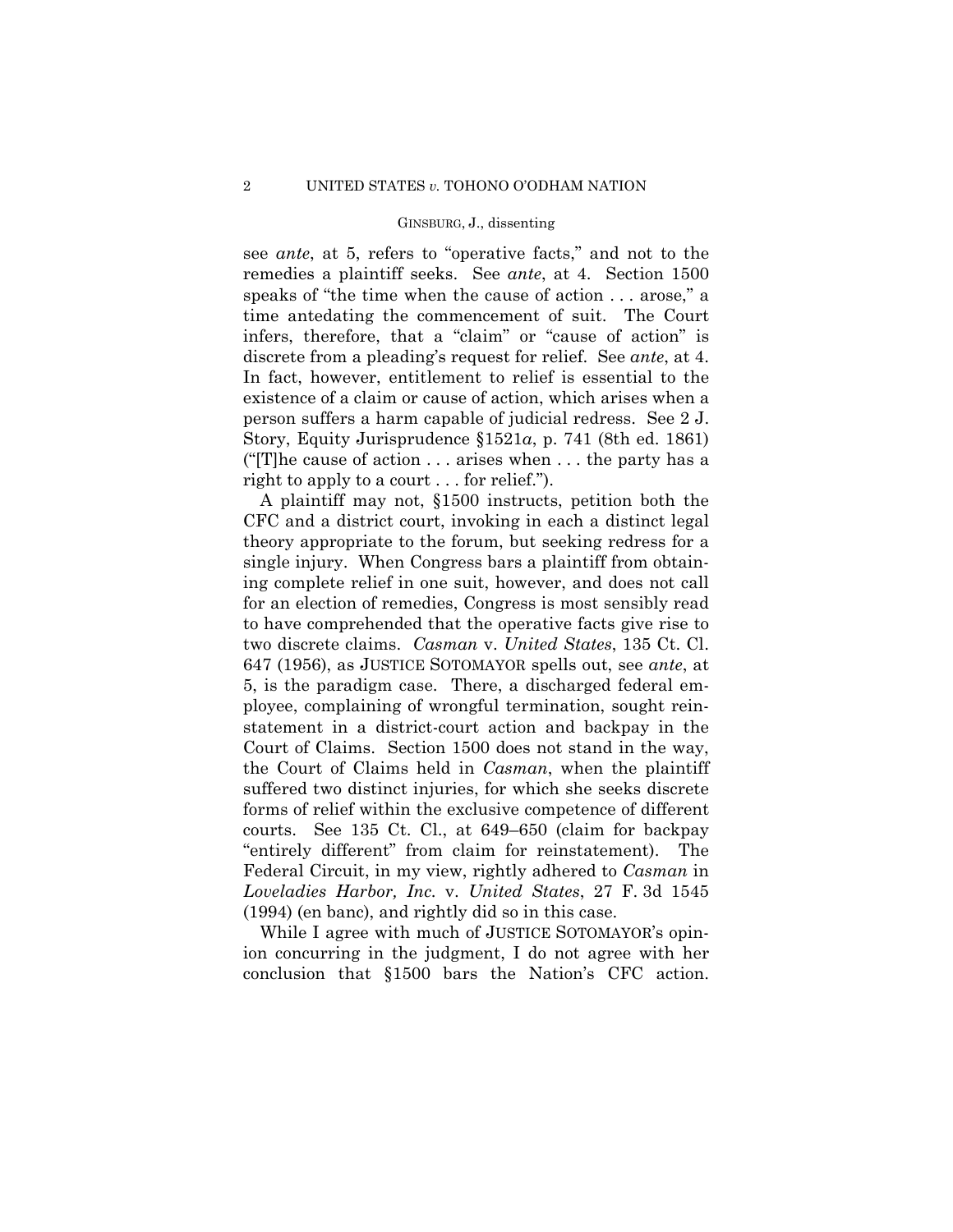see *ante*, at 5, refers to "operative facts," and not to the remedies a plaintiff seeks. See *ante*, at 4. Section 1500 speaks of "the time when the cause of action . . . arose," a time antedating the commencement of suit. The Court infers, therefore, that a "claim" or "cause of action" is discrete from a pleading's request for relief. See *ante*, at 4. In fact, however, entitlement to relief is essential to the existence of a claim or cause of action, which arises when a person suffers a harm capable of judicial redress. See 2 J. Story, Equity Jurisprudence §1521*a*, p. 741 (8th ed. 1861) ("[T]he cause of action . . . arises when . . . the party has a right to apply to a court . . . for relief.").

A plaintiff may not, §1500 instructs, petition both the CFC and a district court, invoking in each a distinct legal theory appropriate to the forum, but seeking redress for a single injury. When Congress bars a plaintiff from obtaining complete relief in one suit, however, and does not call for an election of remedies, Congress is most sensibly read to have comprehended that the operative facts give rise to two discrete claims. *Casman* v. *United States*, 135 Ct. Cl. 647 (1956), as JUSTICE SOTOMAYOR spells out, see *ante*, at 5, is the paradigm case. There, a discharged federal employee, complaining of wrongful termination, sought reinstatement in a district-court action and backpay in the Court of Claims. Section 1500 does not stand in the way, the Court of Claims held in *Casman*, when the plaintiff suffered two distinct injuries, for which she seeks discrete forms of relief within the exclusive competence of different courts. See 135 Ct. Cl., at 649–650 (claim for backpay "entirely different" from claim for reinstatement). The Federal Circuit, in my view, rightly adhered to *Casman* in *Loveladies Harbor, Inc.* v. *United States*, 27 F. 3d 1545 (1994) (en banc), and rightly did so in this case.

While I agree with much of JUSTICE SOTOMAYOR's opinion concurring in the judgment, I do not agree with her conclusion that §1500 bars the Nation's CFC action.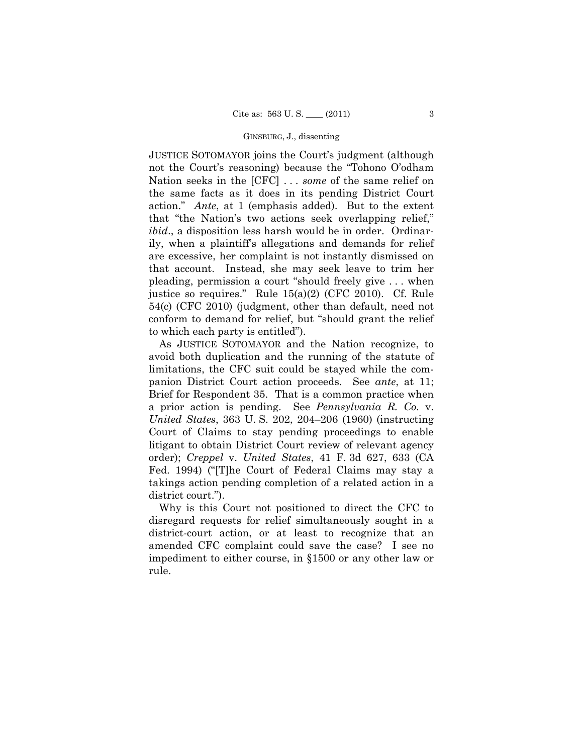JUSTICE SOTOMAYOR joins the Court's judgment (although not the Court's reasoning) because the "Tohono O'odham Nation seeks in the [CFC] . . . *some* of the same relief on the same facts as it does in its pending District Court action." *Ante*, at 1 (emphasis added). But to the extent that "the Nation's two actions seek overlapping relief," *ibid*., a disposition less harsh would be in order. Ordinarily, when a plaintiff's allegations and demands for relief are excessive, her complaint is not instantly dismissed on that account. Instead, she may seek leave to trim her pleading, permission a court "should freely give . . . when justice so requires." Rule 15(a)(2) (CFC 2010). Cf. Rule 54(c) (CFC 2010) (judgment, other than default, need not conform to demand for relief, but "should grant the relief to which each party is entitled").

As JUSTICE SOTOMAYOR and the Nation recognize, to avoid both duplication and the running of the statute of limitations, the CFC suit could be stayed while the companion District Court action proceeds. See *ante*, at 11; Brief for Respondent 35. That is a common practice when a prior action is pending. See *Pennsylvania R. Co.* v. *United States*, 363 U. S. 202, 204–206 (1960) (instructing Court of Claims to stay pending proceedings to enable litigant to obtain District Court review of relevant agency order); *Creppel* v. *United States*, 41 F. 3d 627, 633 (CA Fed. 1994) ("[T]he Court of Federal Claims may stay a takings action pending completion of a related action in a district court.").

Why is this Court not positioned to direct the CFC to disregard requests for relief simultaneously sought in a district-court action, or at least to recognize that an amended CFC complaint could save the case? I see no impediment to either course, in §1500 or any other law or rule.